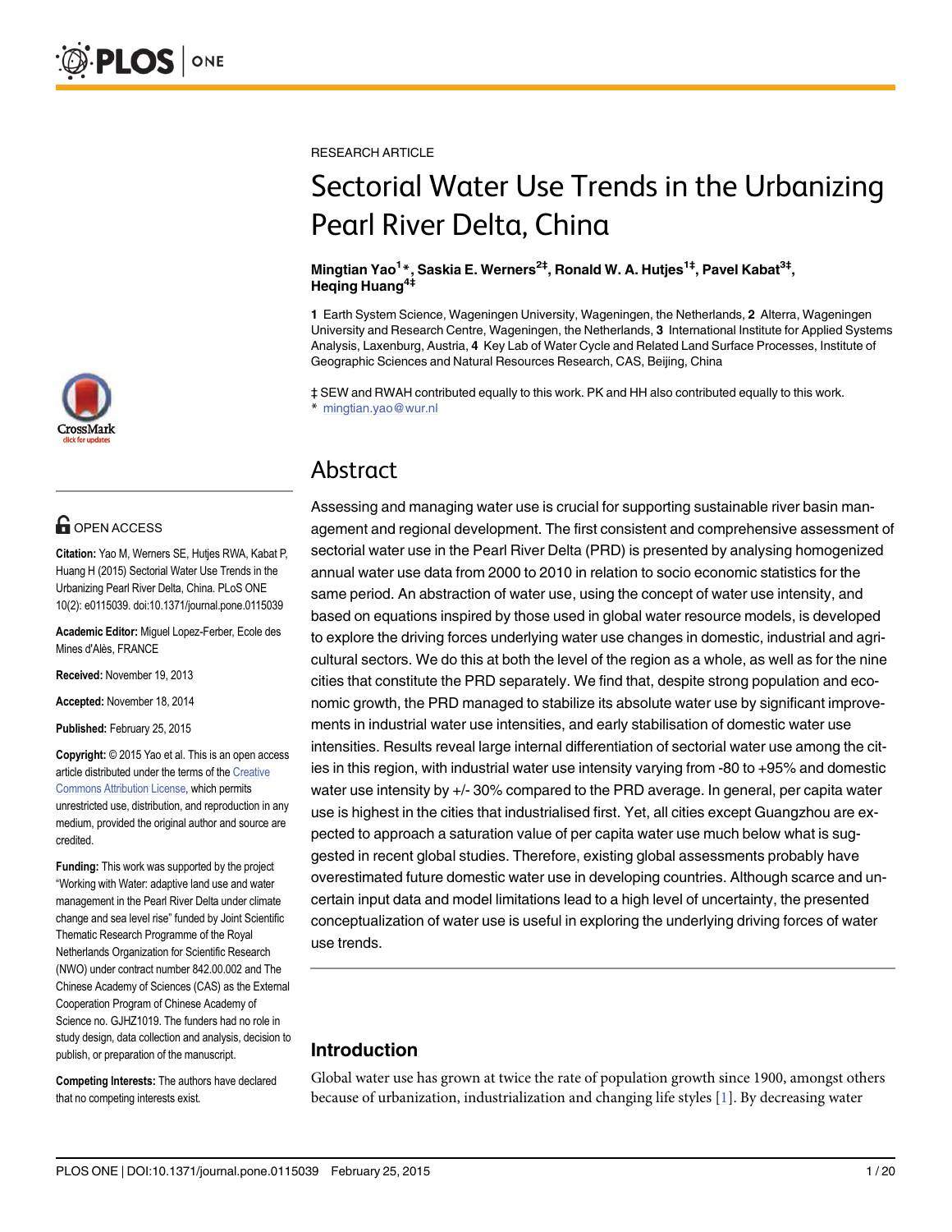RESEARCH ARTICLE

# Sectorial Water Use Trends in the Urbanizing Pearl River Delta, China

**Mingtian Yao[1]*, Saskia E. Werners[2‡], Ronald W. A. Hutjes[1‡], Pavel Kabat[3‡], Heqing Huang[4‡]**

**1** Earth System Science, Wageningen University, Wageningen, the Netherlands, **2** Alterra, Wageningen University and Research Centre, Wageningen, the Netherlands, **3** International Institute for Applied Systems Analysis, Laxenburg, Austria, **4** Key Lab of Water Cycle and Related Land Surface Processes, Institute of Geographic Sciences and Natural Resources Research, CAS, Beijing, China

‡ SEW and RWAH contributed equally to this work. PK and HH also contributed equally to this work.
* mingtian.yao@wur.nl

OPEN ACCESS

**Citation:** Yao M, Werners SE, Hutjes RWA, Kabat P, Huang H (2015) Sectorial Water Use Trends in the Urbanizing Pearl River Delta, China. PLoS ONE 10(2): e0115039. doi:10.1371/journal.pone.0115039

**Academic Editor:** Miguel Lopez-Ferber, Ecole des Mines d'Alès, FRANCE

**Received:** November 19, 2013

**Accepted:** November 18, 2014

**Published:** February 25, 2015

**Copyright:** © 2015 Yao et al. This is an open access article distributed under the terms of the Creative Commons Attribution License, which permits unrestricted use, distribution, and reproduction in any medium, provided the original author and source are credited.

**Funding:** This work was supported by the project "Working with Water: adaptive land use and water management in the Pearl River Delta under climate change and sea level rise" funded by Joint Scientific Thematic Research Programme of the Royal Netherlands Organization for Scientific Research (NWO) under contract number 842.00.002 and The Chinese Academy of Sciences (CAS) as the External Cooperation Program of Chinese Academy of Science no. GJHZ1019. The funders had no role in study design, data collection and analysis, decision to publish, or preparation of the manuscript.

**Competing Interests:** The authors have declared that no competing interests exist.

## Abstract

Assessing and managing water use is crucial for supporting sustainable river basin management and regional development. The first consistent and comprehensive assessment of sectorial water use in the Pearl River Delta (PRD) is presented by analysing homogenized annual water use data from 2000 to 2010 in relation to socio economic statistics for the same period. An abstraction of water use, using the concept of water use intensity, and based on equations inspired by those used in global water resource models, is developed to explore the driving forces underlying water use changes in domestic, industrial and agricultural sectors. We do this at both the level of the region as a whole, as well as for the nine cities that constitute the PRD separately. We find that, despite strong population and economic growth, the PRD managed to stabilize its absolute water use by significant improvements in industrial water use intensities, and early stabilisation of domestic water use intensities. Results reveal large internal differentiation of sectorial water use among the cities in this region, with industrial water use intensity varying from -80 to +95% and domestic water use intensity by +/- 30% compared to the PRD average. In general, per capita water use is highest in the cities that industrialised first. Yet, all cities except Guangzhou are expected to approach a saturation value of per capita water use much below what is suggested in recent global studies. Therefore, existing global assessments probably have overestimated future domestic water use in developing countries. Although scarce and uncertain input data and model limitations lead to a high level of uncertainty, the presented conceptualization of water use is useful in exploring the underlying driving forces of water use trends.

## Introduction

Global water use has grown at twice the rate of population growth since 1900, amongst others because of urbanization, industrialization and changing life styles [1]. By decreasing water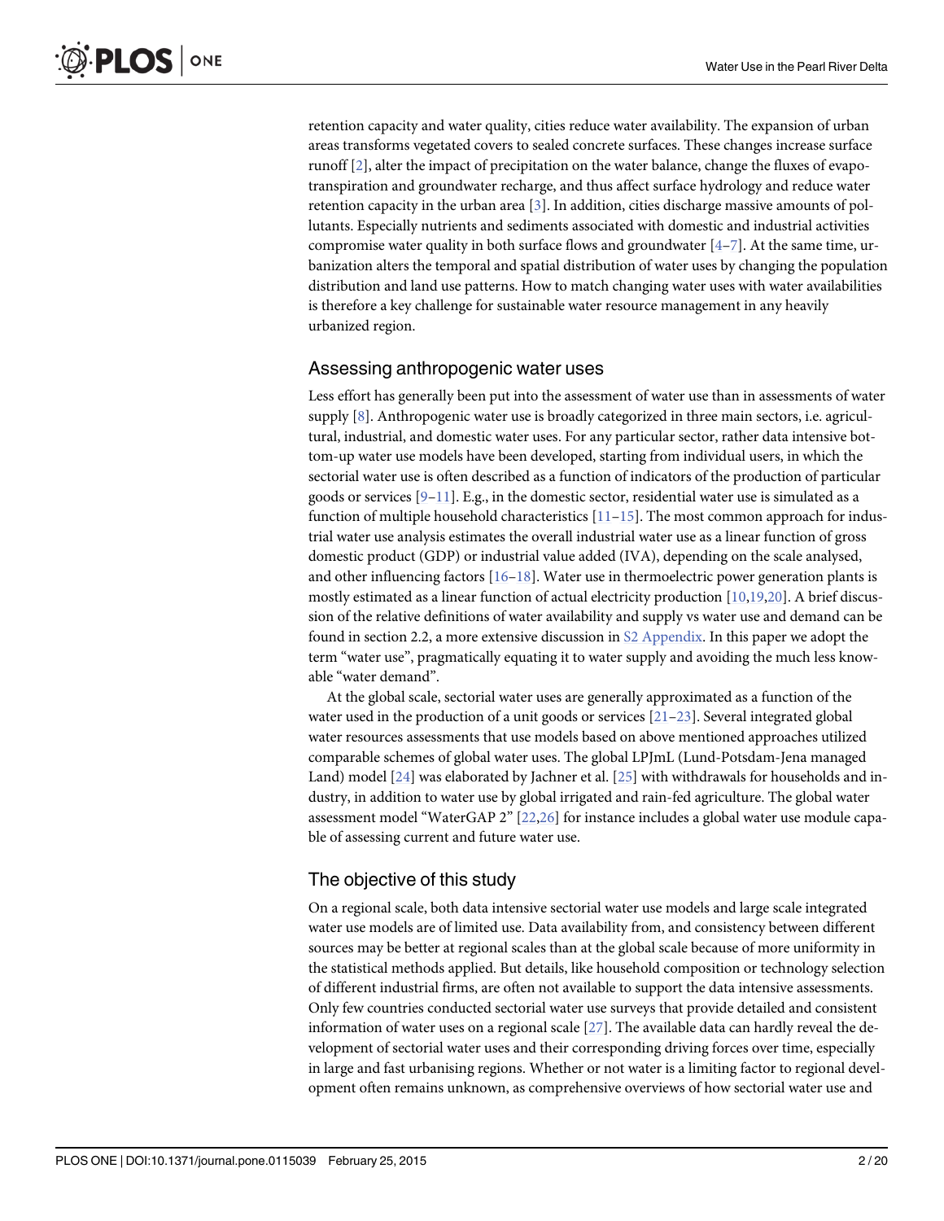retention capacity and water quality, cities reduce water availability. The expansion of urban areas transforms vegetated covers to sealed concrete surfaces. These changes increase surface runoff [2], alter the impact of precipitation on the water balance, change the fluxes of evapotranspiration and groundwater recharge, and thus affect surface hydrology and reduce water retention capacity in the urban area [3]. In addition, cities discharge massive amounts of pollutants. Especially nutrients and sediments associated with domestic and industrial activities compromise water quality in both surface flows and groundwater [4–7]. At the same time, urbanization alters the temporal and spatial distribution of water uses by changing the population distribution and land use patterns. How to match changing water uses with water availabilities is therefore a key challenge for sustainable water resource management in any heavily urbanized region.

## Assessing anthropogenic water uses

Less effort has generally been put into the assessment of water use than in assessments of water supply [8]. Anthropogenic water use is broadly categorized in three main sectors, i.e. agricultural, industrial, and domestic water uses. For any particular sector, rather data intensive bottom-up water use models have been developed, starting from individual users, in which the sectorial water use is often described as a function of indicators of the production of particular goods or services [9–11]. E.g., in the domestic sector, residential water use is simulated as a function of multiple household characteristics [11–15]. The most common approach for industrial water use analysis estimates the overall industrial water use as a linear function of gross domestic product (GDP) or industrial value added (IVA), depending on the scale analysed, and other influencing factors [16–18]. Water use in thermoelectric power generation plants is mostly estimated as a linear function of actual electricity production [10,19,20]. A brief discussion of the relative definitions of water availability and supply vs water use and demand can be found in section 2.2, a more extensive discussion in S2 Appendix. In this paper we adopt the term "water use", pragmatically equating it to water supply and avoiding the much less knowable "water demand".

At the global scale, sectorial water uses are generally approximated as a function of the water used in the production of a unit goods or services [21–23]. Several integrated global water resources assessments that use models based on above mentioned approaches utilized comparable schemes of global water uses. The global LPJmL (Lund-Potsdam-Jena managed Land) model [24] was elaborated by Jachner et al. [25] with withdrawals for households and industry, in addition to water use by global irrigated and rain-fed agriculture. The global water assessment model "WaterGAP 2" [22,26] for instance includes a global water use module capable of assessing current and future water use.

## The objective of this study

On a regional scale, both data intensive sectorial water use models and large scale integrated water use models are of limited use. Data availability from, and consistency between different sources may be better at regional scales than at the global scale because of more uniformity in the statistical methods applied. But details, like household composition or technology selection of different industrial firms, are often not available to support the data intensive assessments. Only few countries conducted sectorial water use surveys that provide detailed and consistent information of water uses on a regional scale [27]. The available data can hardly reveal the development of sectorial water uses and their corresponding driving forces over time, especially in large and fast urbanising regions. Whether or not water is a limiting factor to regional development often remains unknown, as comprehensive overviews of how sectorial water use and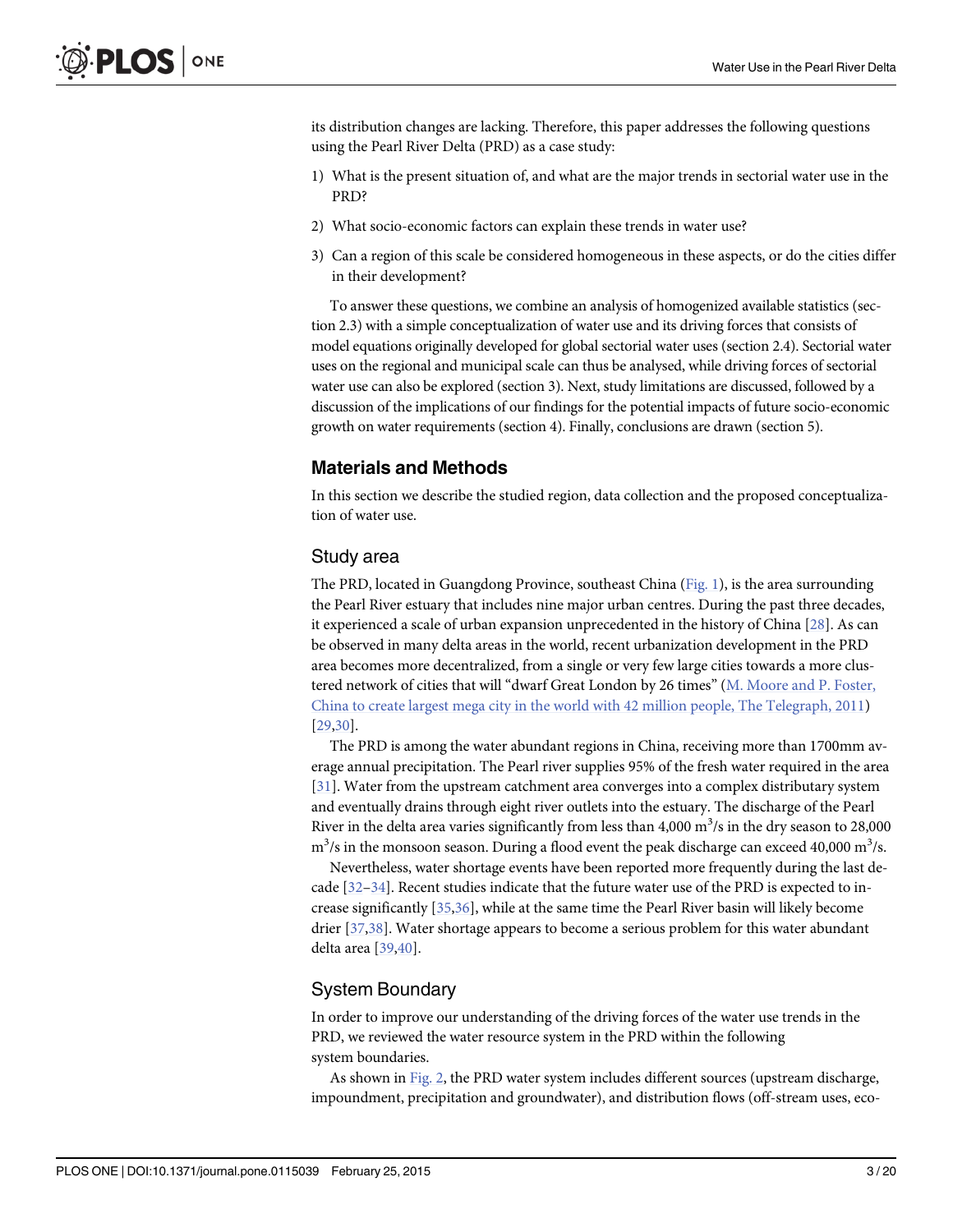its distribution changes are lacking. Therefore, this paper addresses the following questions using the Pearl River Delta (PRD) as a case study:

1) What is the present situation of, and what are the major trends in sectorial water use in the PRD?
2) What socio-economic factors can explain these trends in water use?
3) Can a region of this scale be considered homogeneous in these aspects, or do the cities differ in their development?

To answer these questions, we combine an analysis of homogenized available statistics (section 2.3) with a simple conceptualization of water use and its driving forces that consists of model equations originally developed for global sectorial water uses (section 2.4). Sectorial water uses on the regional and municipal scale can thus be analysed, while driving forces of sectorial water use can also be explored (section 3). Next, study limitations are discussed, followed by a discussion of the implications of our findings for the potential impacts of future socio-economic growth on water requirements (section 4). Finally, conclusions are drawn (section 5).

## Materials and Methods

In this section we describe the studied region, data collection and the proposed conceptualization of water use.

### Study area

The PRD, located in Guangdong Province, southeast China (Fig. 1), is the area surrounding the Pearl River estuary that includes nine major urban centres. During the past three decades, it experienced a scale of urban expansion unprecedented in the history of China [28]. As can be observed in many delta areas in the world, recent urbanization development in the PRD area becomes more decentralized, from a single or very few large cities towards a more clustered network of cities that will "dwarf Great London by 26 times" (M. Moore and P. Foster, China to create largest mega city in the world with 42 million people, The Telegraph, 2011) [29,30].

The PRD is among the water abundant regions in China, receiving more than 1700mm average annual precipitation. The Pearl river supplies 95% of the fresh water required in the area [31]. Water from the upstream catchment area converges into a complex distributary system and eventually drains through eight river outlets into the estuary. The discharge of the Pearl River in the delta area varies significantly from less than 4,000 $m^3$/s in the dry season to 28,000 $m^3$/s in the monsoon season. During a flood event the peak discharge can exceed 40,000 $m^3$/s.

Nevertheless, water shortage events have been reported more frequently during the last decade [32–34]. Recent studies indicate that the future water use of the PRD is expected to increase significantly [35,36], while at the same time the Pearl River basin will likely become drier [37,38]. Water shortage appears to become a serious problem for this water abundant delta area [39,40].

### System Boundary

In order to improve our understanding of the driving forces of the water use trends in the PRD, we reviewed the water resource system in the PRD within the following system boundaries.

As shown in Fig. 2, the PRD water system includes different sources (upstream discharge, impoundment, precipitation and groundwater), and distribution flows (off-stream uses, eco-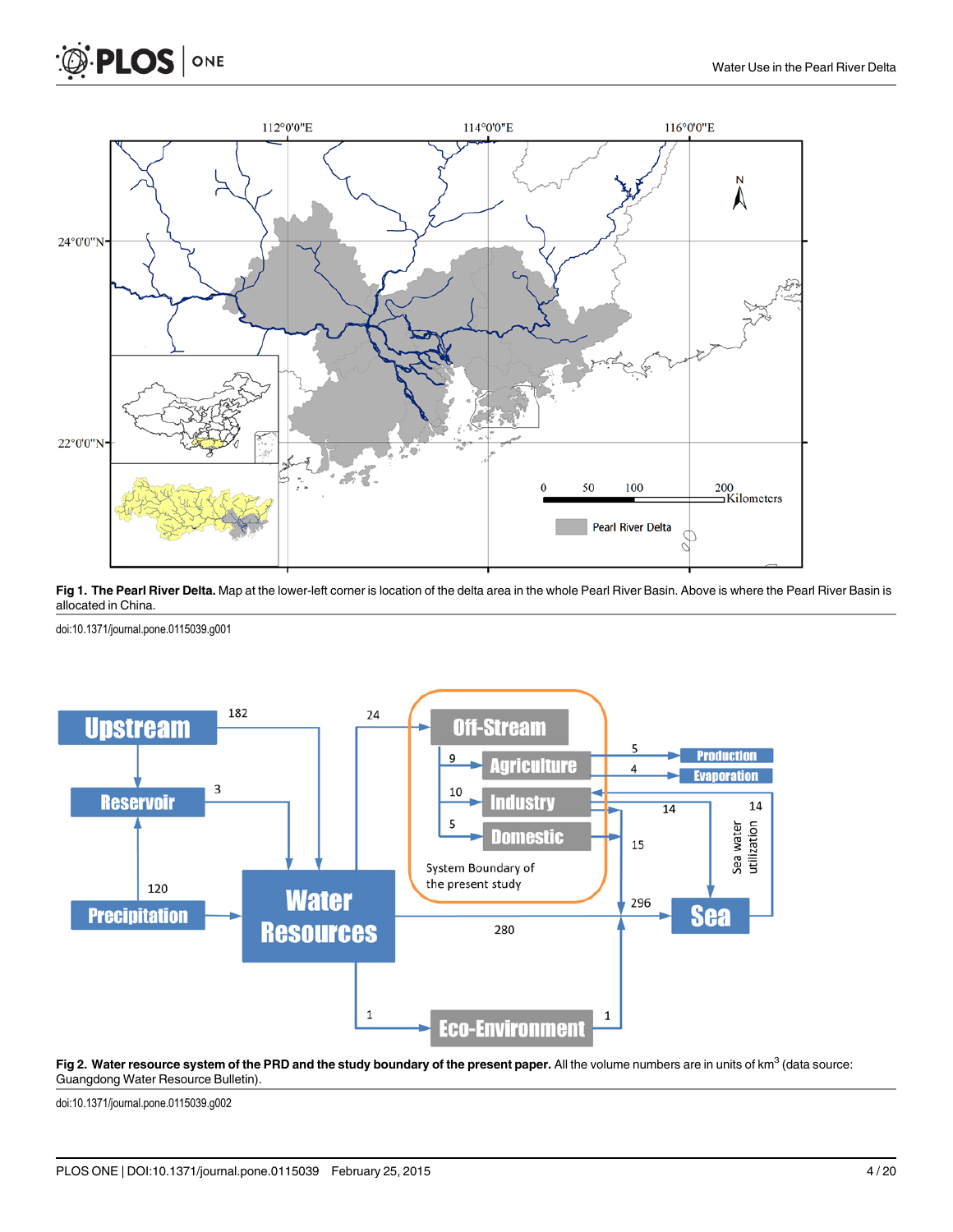**Fig 1. The Pearl River Delta.** Map at the lower-left corner is location of the delta area in the whole Pearl River Basin. Above is where the Pearl River Basin is allocated in China.

doi:10.1371/journal.pone.0115039.g001

**Fig 2. Water resource system of the PRD and the study boundary of the present paper.** All the volume numbers are in units of km$^3$ (data source: Guangdong Water Resource Bulletin).

doi:10.1371/journal.pone.0115039.g002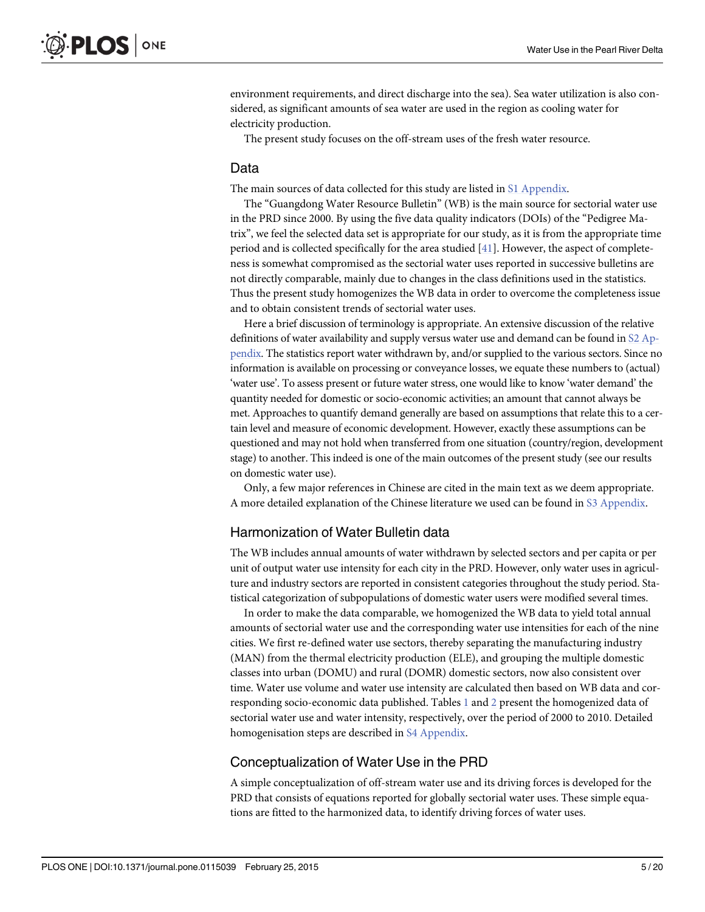environment requirements, and direct discharge into the sea). Sea water utilization is also considered, as significant amounts of sea water are used in the region as cooling water for electricity production.

The present study focuses on the off-stream uses of the fresh water resource.

## Data

The main sources of data collected for this study are listed in S1 Appendix.

The "Guangdong Water Resource Bulletin" (WB) is the main source for sectorial water use in the PRD since 2000. By using the five data quality indicators (DQIs) of the "Pedigree Matrix", we feel the selected data set is appropriate for our study, as it is from the appropriate time period and is collected specifically for the area studied [41]. However, the aspect of completeness is somewhat compromised as the sectorial water uses reported in successive bulletins are not directly comparable, mainly due to changes in the class definitions used in the statistics. Thus the present study homogenizes the WB data in order to overcome the completeness issue and to obtain consistent trends of sectorial water uses.

Here a brief discussion of terminology is appropriate. An extensive discussion of the relative definitions of water availability and supply versus water use and demand can be found in S2 Appendix. The statistics report water withdrawn by, and/or supplied to the various sectors. Since no information is available on processing or conveyance losses, we equate these numbers to (actual) 'water use'. To assess present or future water stress, one would like to know 'water demand' the quantity needed for domestic or socio-economic activities; an amount that cannot always be met. Approaches to quantify demand generally are based on assumptions that relate this to a certain level and measure of economic development. However, exactly these assumptions can be questioned and may not hold when transferred from one situation (country/region, development stage) to another. This indeed is one of the main outcomes of the present study (see our results on domestic water use).

Only, a few major references in Chinese are cited in the main text as we deem appropriate. A more detailed explanation of the Chinese literature we used can be found in S3 Appendix.

## Harmonization of Water Bulletin data

The WB includes annual amounts of water withdrawn by selected sectors and per capita or per unit of output water use intensity for each city in the PRD. However, only water uses in agriculture and industry sectors are reported in consistent categories throughout the study period. Statistical categorization of subpopulations of domestic water users were modified several times.

In order to make the data comparable, we homogenized the WB data to yield total annual amounts of sectorial water use and the corresponding water use intensities for each of the nine cities. We first re-defined water use sectors, thereby separating the manufacturing industry (MAN) from the thermal electricity production (ELE), and grouping the multiple domestic classes into urban (DOMU) and rural (DOMR) domestic sectors, now also consistent over time. Water use volume and water use intensity are calculated then based on WB data and corresponding socio-economic data published. Tables 1 and 2 present the homogenized data of sectorial water use and water intensity, respectively, over the period of 2000 to 2010. Detailed homogenisation steps are described in S4 Appendix.

## Conceptualization of Water Use in the PRD

A simple conceptualization of off-stream water use and its driving forces is developed for the PRD that consists of equations reported for globally sectorial water uses. These simple equations are fitted to the harmonized data, to identify driving forces of water uses.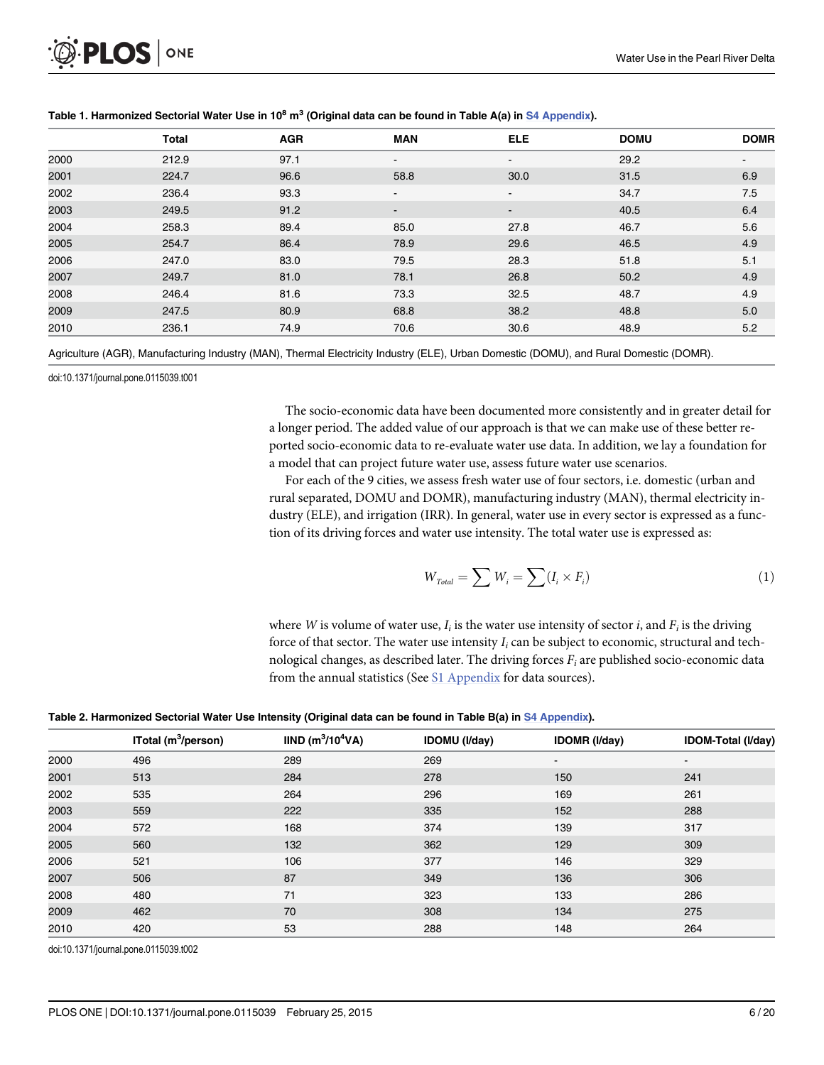**Table 1. Harmonized Sectorial Water Use in $10^8$ $m^3$ (Original data can be found in Table A(a) in S4 Appendix).**

| | Total | AGR | MAN | ELE | DOMU | DOMR |
|---|---|---|---|---|---|---|
| 2000 | 212.9 | 97.1 | - | - | 29.2 | - |
| 2001 | 224.7 | 96.6 | 58.8 | 30.0 | 31.5 | 6.9 |
| 2002 | 236.4 | 93.3 | - | - | 34.7 | 7.5 |
| 2003 | 249.5 | 91.2 | - | - | 40.5 | 6.4 |
| 2004 | 258.3 | 89.4 | 85.0 | 27.8 | 46.7 | 5.6 |
| 2005 | 254.7 | 86.4 | 78.9 | 29.6 | 46.5 | 4.9 |
| 2006 | 247.0 | 83.0 | 79.5 | 28.3 | 51.8 | 5.1 |
| 2007 | 249.7 | 81.0 | 78.1 | 26.8 | 50.2 | 4.9 |
| 2008 | 246.4 | 81.6 | 73.3 | 32.5 | 48.7 | 4.9 |
| 2009 | 247.5 | 80.9 | 68.8 | 38.2 | 48.8 | 5.0 |
| 2010 | 236.1 | 74.9 | 70.6 | 30.6 | 48.9 | 5.2 |

Agriculture (AGR), Manufacturing Industry (MAN), Thermal Electricity Industry (ELE), Urban Domestic (DOMU), and Rural Domestic (DOMR).

doi:10.1371/journal.pone.0115039.t001

The socio-economic data have been documented more consistently and in greater detail for a longer period. The added value of our approach is that we can make use of these better reported socio-economic data to re-evaluate water use data. In addition, we lay a foundation for a model that can project future water use, assess future water use scenarios.

For each of the 9 cities, we assess fresh water use of four sectors, i.e. domestic (urban and rural separated, DOMU and DOMR), manufacturing industry (MAN), thermal electricity industry (ELE), and irrigation (IRR). In general, water use in every sector is expressed as a function of its driving forces and water use intensity. The total water use is expressed as:

$$W_{Total} = \sum W_i = \sum (I_i \times F_i) \tag{1}$$

where $W$ is volume of water use, $I_i$ is the water use intensity of sector $i$, and $F_i$ is the driving force of that sector. The water use intensity $I_i$ can be subject to economic, structural and technological changes, as described later. The driving forces $F_i$ are published socio-economic data from the annual statistics (See S1 Appendix for data sources).

**Table 2. Harmonized Sectorial Water Use Intensity (Original data can be found in Table B(a) in S4 Appendix).**

| | ITotal ($m^3$/person) | IIND ($m^3/10^4$VA) | IDOMU (l/day) | IDOMR (l/day) | IDOM-Total (l/day) |
|---|---|---|---|---|---|
| 2000 | 496 | 289 | 269 | - | - |
| 2001 | 513 | 284 | 278 | 150 | 241 |
| 2002 | 535 | 264 | 296 | 169 | 261 |
| 2003 | 559 | 222 | 335 | 152 | 288 |
| 2004 | 572 | 168 | 374 | 139 | 317 |
| 2005 | 560 | 132 | 362 | 129 | 309 |
| 2006 | 521 | 106 | 377 | 146 | 329 |
| 2007 | 506 | 87 | 349 | 136 | 306 |
| 2008 | 480 | 71 | 323 | 133 | 286 |
| 2009 | 462 | 70 | 308 | 134 | 275 |
| 2010 | 420 | 53 | 288 | 148 | 264 |

doi:10.1371/journal.pone.0115039.t002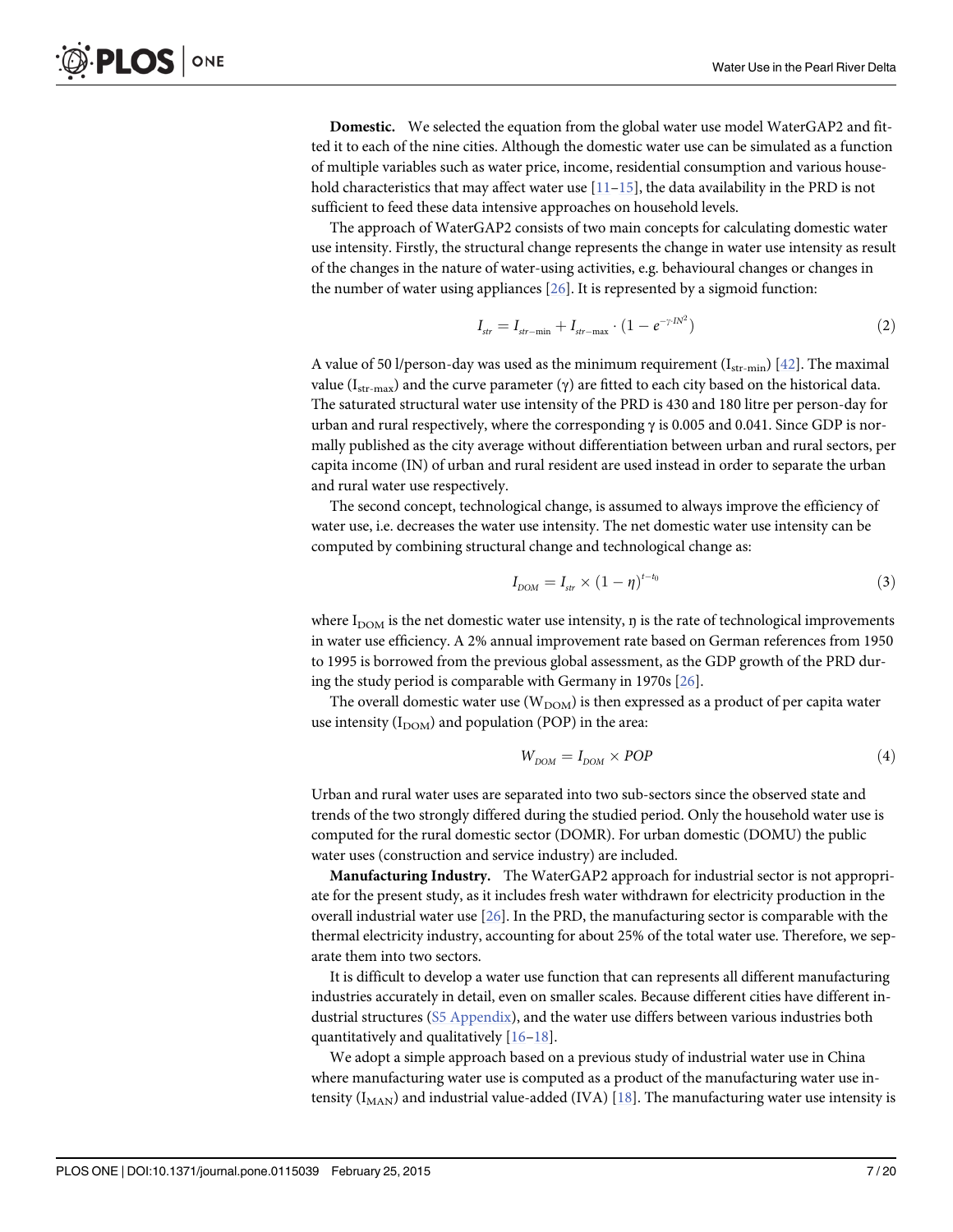**Domestic.** We selected the equation from the global water use model WaterGAP2 and fitted it to each of the nine cities. Although the domestic water use can be simulated as a function of multiple variables such as water price, income, residential consumption and various household characteristics that may affect water use [11–15], the data availability in the PRD is not sufficient to feed these data intensive approaches on household levels.

The approach of WaterGAP2 consists of two main concepts for calculating domestic water use intensity. Firstly, the structural change represents the change in water use intensity as result of the changes in the nature of water-using activities, e.g. behavioural changes or changes in the number of water using appliances [26]. It is represented by a sigmoid function:

$$I_{str} = I_{str-\min} + I_{str-\max} \cdot (1 - e^{-\gamma \cdot IN^2}) \tag{2}$$

A value of 50 l/person-day was used as the minimum requirement ($I_{str\text{-}min}$) [42]. The maximal value ($I_{str\text{-}max}$) and the curve parameter ($\gamma$) are fitted to each city based on the historical data. The saturated structural water use intensity of the PRD is 430 and 180 litre per person-day for urban and rural respectively, where the corresponding $\gamma$ is 0.005 and 0.041. Since GDP is normally published as the city average without differentiation between urban and rural sectors, per capita income (IN) of urban and rural resident are used instead in order to separate the urban and rural water use respectively.

The second concept, technological change, is assumed to always improve the efficiency of water use, i.e. decreases the water use intensity. The net domestic water use intensity can be computed by combining structural change and technological change as:

$$I_{DOM} = I_{str} \times (1 - \eta)^{t - t_0} \tag{3}$$

where $I_{DOM}$ is the net domestic water use intensity, $\eta$ is the rate of technological improvements in water use efficiency. A 2% annual improvement rate based on German references from 1950 to 1995 is borrowed from the previous global assessment, as the GDP growth of the PRD during the study period is comparable with Germany in 1970s [26].

The overall domestic water use ($W_{DOM}$) is then expressed as a product of per capita water use intensity ($I_{DOM}$) and population (POP) in the area:

$$W_{DOM} = I_{DOM} \times POP \tag{4}$$

Urban and rural water uses are separated into two sub-sectors since the observed state and trends of the two strongly differed during the studied period. Only the household water use is computed for the rural domestic sector (DOMR). For urban domestic (DOMU) the public water uses (construction and service industry) are included.

**Manufacturing Industry.** The WaterGAP2 approach for industrial sector is not appropriate for the present study, as it includes fresh water withdrawn for electricity production in the overall industrial water use [26]. In the PRD, the manufacturing sector is comparable with the thermal electricity industry, accounting for about 25% of the total water use. Therefore, we separate them into two sectors.

It is difficult to develop a water use function that can represents all different manufacturing industries accurately in detail, even on smaller scales. Because different cities have different industrial structures (S5 Appendix), and the water use differs between various industries both quantitatively and qualitatively [16–18].

We adopt a simple approach based on a previous study of industrial water use in China where manufacturing water use is computed as a product of the manufacturing water use intensity ($I_{MAN}$) and industrial value-added (IVA) [18]. The manufacturing water use intensity is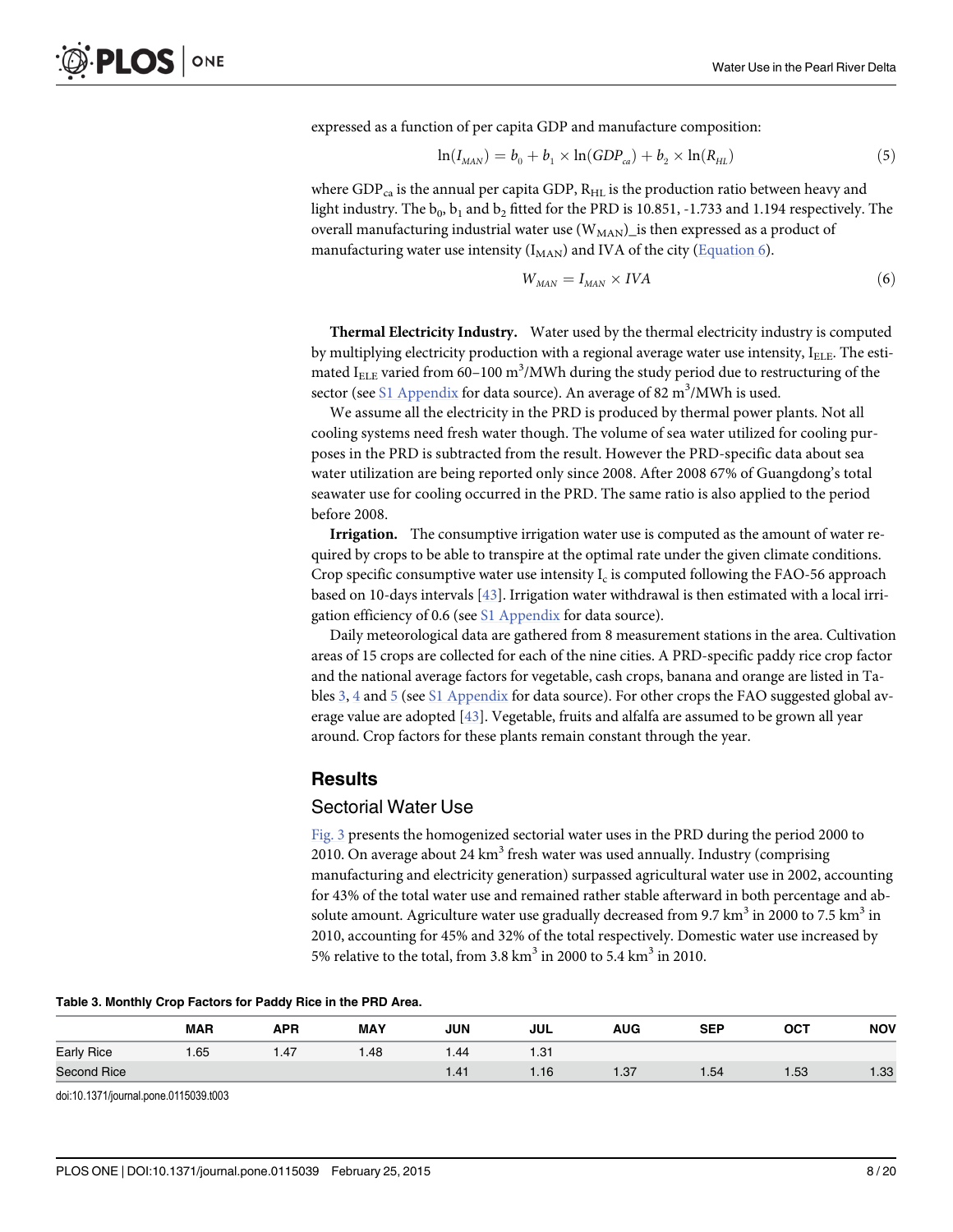expressed as a function of per capita GDP and manufacture composition:

$$\ln(I_{MAN}) = b_0 + b_1 \times \ln(GDP_{ca}) + b_2 \times \ln(R_{HL}) \quad (5)$$

where $GDP_{ca}$ is the annual per capita GDP, $R_{HL}$ is the production ratio between heavy and light industry. The $b_0$, $b_1$ and $b_2$ fitted for the PRD is 10.851, -1.733 and 1.194 respectively. The overall manufacturing industrial water use ($W_{MAN}$)_is then expressed as a product of manufacturing water use intensity ($I_{MAN}$) and IVA of the city (Equation 6).

$$W_{MAN} = I_{MAN} \times IVA \quad (6)$$

**Thermal Electricity Industry.** Water used by the thermal electricity industry is computed by multiplying electricity production with a regional average water use intensity, $I_{ELE}$. The estimated $I_{ELE}$ varied from 60–100 $m^3$/MWh during the study period due to restructuring of the sector (see S1 Appendix for data source). An average of 82 $m^3$/MWh is used.

We assume all the electricity in the PRD is produced by thermal power plants. Not all cooling systems need fresh water though. The volume of sea water utilized for cooling purposes in the PRD is subtracted from the result. However the PRD-specific data about sea water utilization are being reported only since 2008. After 2008 67% of Guangdong's total seawater use for cooling occurred in the PRD. The same ratio is also applied to the period before 2008.

**Irrigation.** The consumptive irrigation water use is computed as the amount of water required by crops to be able to transpire at the optimal rate under the given climate conditions. Crop specific consumptive water use intensity $I_c$ is computed following the FAO-56 approach based on 10-days intervals [43]. Irrigation water withdrawal is then estimated with a local irrigation efficiency of 0.6 (see S1 Appendix for data source).

Daily meteorological data are gathered from 8 measurement stations in the area. Cultivation areas of 15 crops are collected for each of the nine cities. A PRD-specific paddy rice crop factor and the national average factors for vegetable, cash crops, banana and orange are listed in Tables 3, 4 and 5 (see S1 Appendix for data source). For other crops the FAO suggested global average value are adopted [43]. Vegetable, fruits and alfalfa are assumed to be grown all year around. Crop factors for these plants remain constant through the year.

## Results

### Sectorial Water Use

Fig. 3 presents the homogenized sectorial water uses in the PRD during the period 2000 to 2010. On average about 24 $km^3$ fresh water was used annually. Industry (comprising manufacturing and electricity generation) surpassed agricultural water use in 2002, accounting for 43% of the total water use and remained rather stable afterward in both percentage and absolute amount. Agriculture water use gradually decreased from 9.7 $km^3$ in 2000 to 7.5 $km^3$ in 2010, accounting for 45% and 32% of the total respectively. Domestic water use increased by 5% relative to the total, from 3.8 $km^3$ in 2000 to 5.4 $km^3$ in 2010.

**Table 3. Monthly Crop Factors for Paddy Rice in the PRD Area.**

| | MAR | APR | MAY | JUN | JUL | AUG | SEP | OCT | NOV |
|---|---|---|---|---|---|---|---|---|---|
| Early Rice | 1.65 | 1.47 | 1.48 | 1.44 | 1.31 | | | | |
| Second Rice | | | | 1.41 | 1.16 | 1.37 | 1.54 | 1.53 | 1.33 |

doi:10.1371/journal.pone.0115039.t003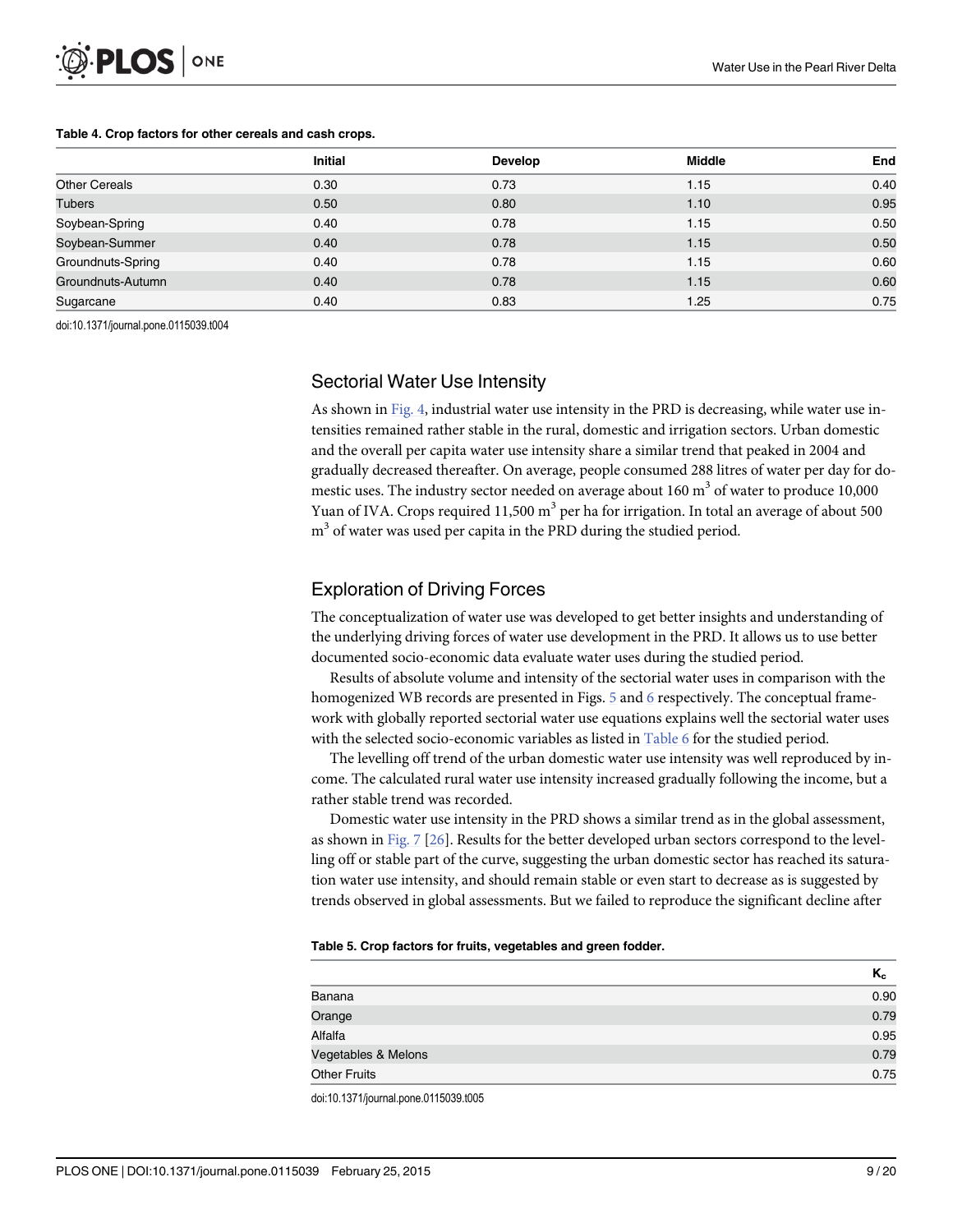**Table 4. Crop factors for other cereals and cash crops.**

| | Initial | Develop | Middle | End |
|---|---|---|---|---|
| Other Cereals | 0.30 | 0.73 | 1.15 | 0.40 |
| Tubers | 0.50 | 0.80 | 1.10 | 0.95 |
| Soybean-Spring | 0.40 | 0.78 | 1.15 | 0.50 |
| Soybean-Summer | 0.40 | 0.78 | 1.15 | 0.50 |
| Groundnuts-Spring | 0.40 | 0.78 | 1.15 | 0.60 |
| Groundnuts-Autumn | 0.40 | 0.78 | 1.15 | 0.60 |
| Sugarcane | 0.40 | 0.83 | 1.25 | 0.75 |

doi:10.1371/journal.pone.0115039.t004

## Sectorial Water Use Intensity

As shown in Fig. 4, industrial water use intensity in the PRD is decreasing, while water use intensities remained rather stable in the rural, domestic and irrigation sectors. Urban domestic and the overall per capita water use intensity share a similar trend that peaked in 2004 and gradually decreased thereafter. On average, people consumed 288 litres of water per day for domestic uses. The industry sector needed on average about 160 $m^3$ of water to produce 10,000 Yuan of IVA. Crops required 11,500 $m^3$ per ha for irrigation. In total an average of about 500 $m^3$ of water was used per capita in the PRD during the studied period.

## Exploration of Driving Forces

The conceptualization of water use was developed to get better insights and understanding of the underlying driving forces of water use development in the PRD. It allows us to use better documented socio-economic data evaluate water uses during the studied period.

Results of absolute volume and intensity of the sectorial water uses in comparison with the homogenized WB records are presented in Figs. 5 and 6 respectively. The conceptual framework with globally reported sectorial water use equations explains well the sectorial water uses with the selected socio-economic variables as listed in Table 6 for the studied period.

The levelling off trend of the urban domestic water use intensity was well reproduced by income. The calculated rural water use intensity increased gradually following the income, but a rather stable trend was recorded.

Domestic water use intensity in the PRD shows a similar trend as in the global assessment, as shown in Fig. 7 [26]. Results for the better developed urban sectors correspond to the levelling off or stable part of the curve, suggesting the urban domestic sector has reached its saturation water use intensity, and should remain stable or even start to decrease as is suggested by trends observed in global assessments. But we failed to reproduce the significant decline after

**Table 5. Crop factors for fruits, vegetables and green fodder.**

| | $K_c$ |
|---|---|
| Banana | 0.90 |
| Orange | 0.79 |
| Alfalfa | 0.95 |
| Vegetables & Melons | 0.79 |
| Other Fruits | 0.75 |

doi:10.1371/journal.pone.0115039.t005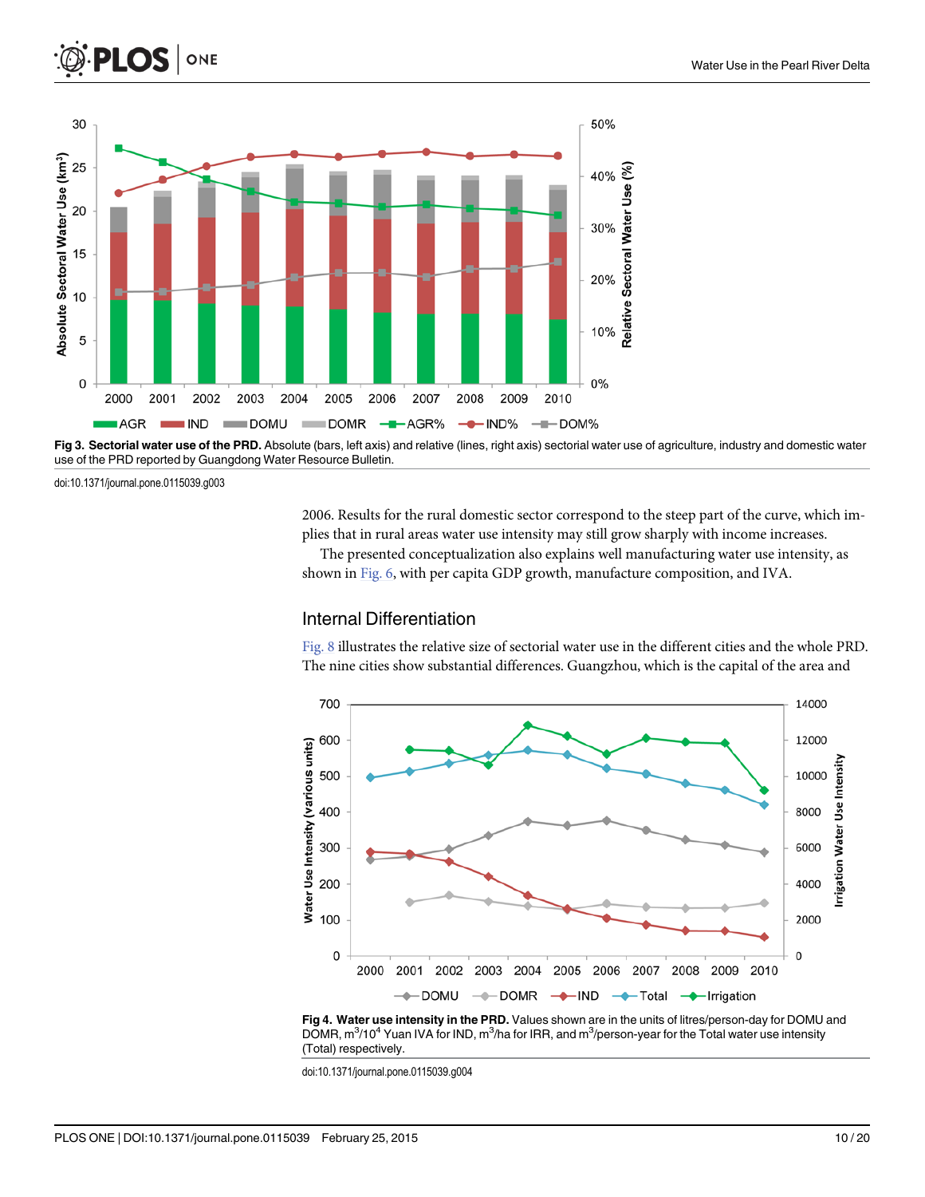Fig 3. Sectorial water use of the PRD. Absolute (bars, left axis) and relative (lines, right axis) sectorial water use of agriculture, industry and domestic water use of the PRD reported by Guangdong Water Resource Bulletin.

doi:10.1371/journal.pone.0115039.g003

2006. Results for the rural domestic sector correspond to the steep part of the curve, which implies that in rural areas water use intensity may still grow sharply with income increases.

The presented conceptualization also explains well manufacturing water use intensity, as shown in Fig. 6, with per capita GDP growth, manufacture composition, and IVA.

## Internal Differentiation

Fig. 8 illustrates the relative size of sectorial water use in the different cities and the whole PRD. The nine cities show substantial differences. Guangzhou, which is the capital of the area and

Fig 4. Water use intensity in the PRD. Values shown are in the units of litres/person-day for DOMU and DOMR, $m^3/10^4$ Yuan IVA for IND, $m^3$/ha for IRR, and $m^3$/person-year for the Total water use intensity (Total) respectively.

doi:10.1371/journal.pone.0115039.g004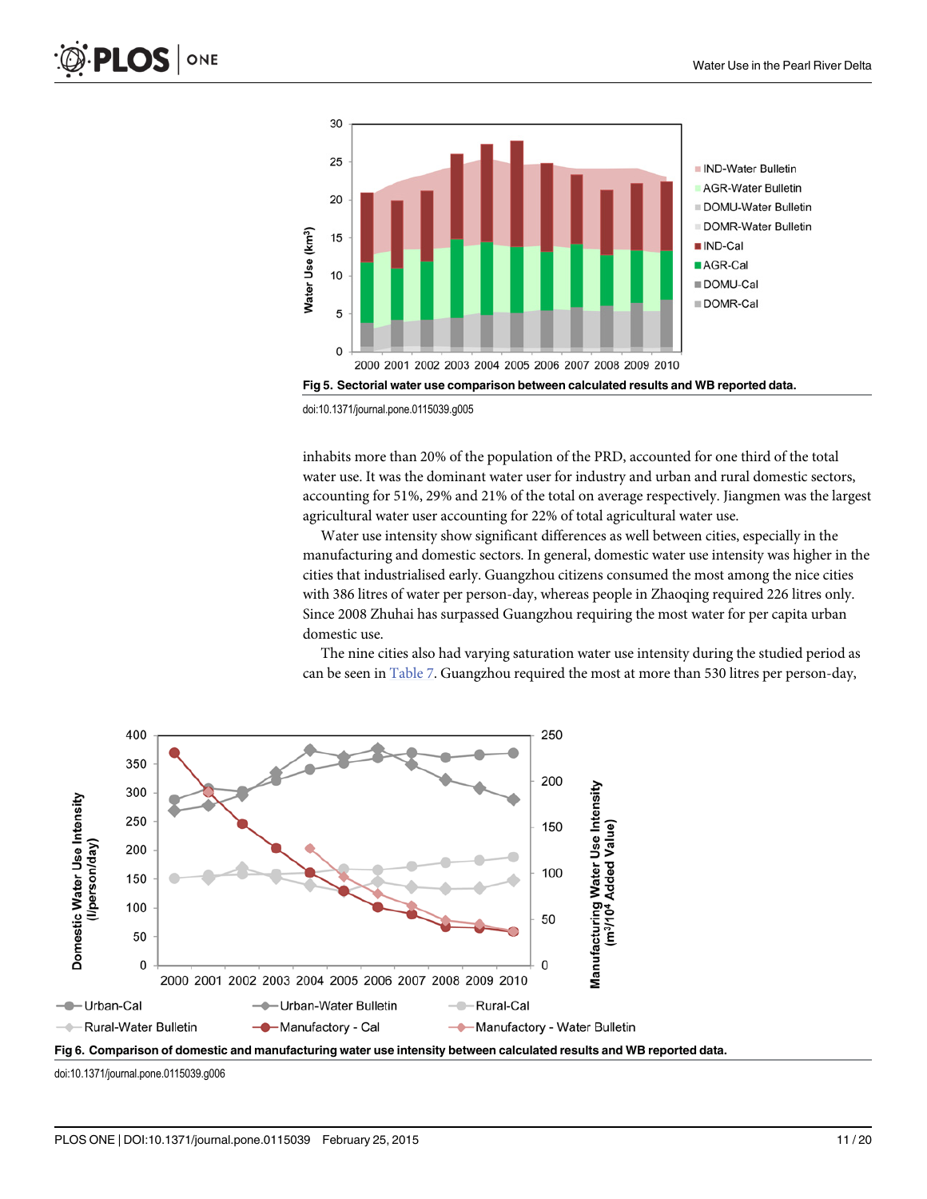Fig 5. Sectorial water use comparison between calculated results and WB reported data.

doi:10.1371/journal.pone.0115039.g005

inhabits more than 20% of the population of the PRD, accounted for one third of the total water use. It was the dominant water user for industry and urban and rural domestic sectors, accounting for 51%, 29% and 21% of the total on average respectively. Jiangmen was the largest agricultural water user accounting for 22% of total agricultural water use.

Water use intensity show significant differences as well between cities, especially in the manufacturing and domestic sectors. In general, domestic water use intensity was higher in the cities that industrialised early. Guangzhou citizens consumed the most among the nice cities with 386 litres of water per person-day, whereas people in Zhaoqing required 226 litres only. Since 2008 Zhuhai has surpassed Guangzhou requiring the most water for per capita urban domestic use.

The nine cities also had varying saturation water use intensity during the studied period as can be seen in Table 7. Guangzhou required the most at more than 530 litres per person-day,

Fig 6. Comparison of domestic and manufacturing water use intensity between calculated results and WB reported data.

doi:10.1371/journal.pone.0115039.g006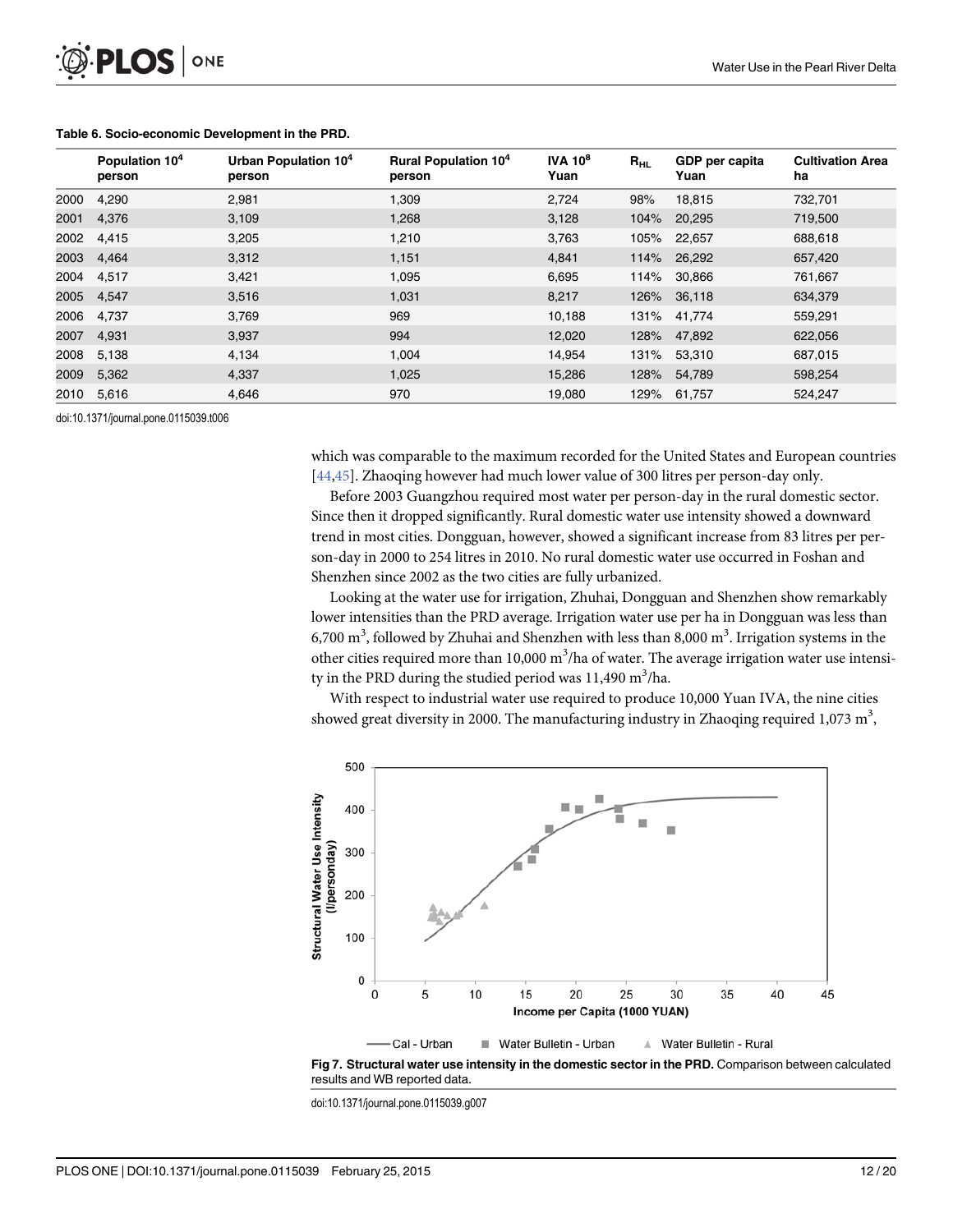**Table 6. Socio-economic Development in the PRD.**

| | Population $10^4$ person | Urban Population $10^4$ person | Rural Population $10^4$ person | IVA $10^8$ Yuan | $R_{HL}$ | GDP per capita Yuan | Cultivation Area ha |
|---|---|---|---|---|---|---|---|
| 2000 | 4,290 | 2,981 | 1,309 | 2,724 | 98% | 18,815 | 732,701 |
| 2001 | 4,376 | 3,109 | 1,268 | 3,128 | 104% | 20,295 | 719,500 |
| 2002 | 4,415 | 3,205 | 1,210 | 3,763 | 105% | 22,657 | 688,618 |
| 2003 | 4,464 | 3,312 | 1,151 | 4,841 | 114% | 26,292 | 657,420 |
| 2004 | 4,517 | 3,421 | 1,095 | 6,695 | 114% | 30,866 | 761,667 |
| 2005 | 4,547 | 3,516 | 1,031 | 8,217 | 126% | 36,118 | 634,379 |
| 2006 | 4,737 | 3,769 | 969 | 10,188 | 131% | 41,774 | 559,291 |
| 2007 | 4,931 | 3,937 | 994 | 12,020 | 128% | 47,892 | 622,056 |
| 2008 | 5,138 | 4,134 | 1,004 | 14,954 | 131% | 53,310 | 687,015 |
| 2009 | 5,362 | 4,337 | 1,025 | 15,286 | 128% | 54,789 | 598,254 |
| 2010 | 5,616 | 4,646 | 970 | 19,080 | 129% | 61,757 | 524,247 |

doi:10.1371/journal.pone.0115039.t006

which was comparable to the maximum recorded for the United States and European countries [44,45]. Zhaoqing however had much lower value of 300 litres per person-day only.

Before 2003 Guangzhou required most water per person-day in the rural domestic sector. Since then it dropped significantly. Rural domestic water use intensity showed a downward trend in most cities. Dongguan, however, showed a significant increase from 83 litres per person-day in 2000 to 254 litres in 2010. No rural domestic water use occurred in Foshan and Shenzhen since 2002 as the two cities are fully urbanized.

Looking at the water use for irrigation, Zhuhai, Dongguan and Shenzhen show remarkably lower intensities than the PRD average. Irrigation water use per ha in Dongguan was less than 6,700 $m^3$, followed by Zhuhai and Shenzhen with less than 8,000 $m^3$. Irrigation systems in the other cities required more than 10,000 $m^3$/ha of water. The average irrigation water use intensity in the PRD during the studied period was 11,490 $m^3$/ha.

With respect to industrial water use required to produce 10,000 Yuan IVA, the nine cities showed great diversity in 2000. The manufacturing industry in Zhaoqing required 1,073 $m^3$,

**Fig 7. Structural water use intensity in the domestic sector in the PRD.** Comparison between calculated results and WB reported data.

doi:10.1371/journal.pone.0115039.g007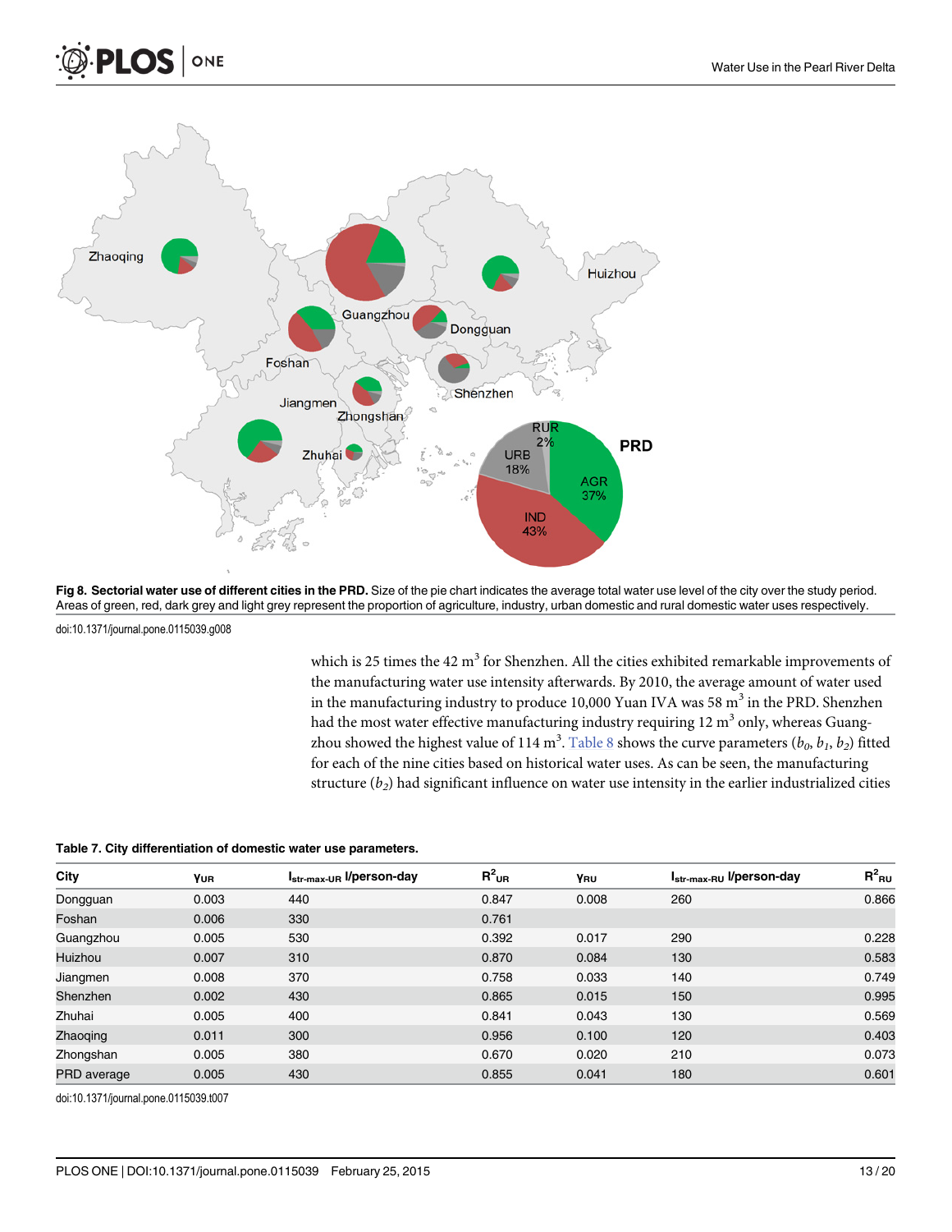**Fig 8. Sectorial water use of different cities in the PRD.** Size of the pie chart indicates the average total water use level of the city over the study period. Areas of green, red, dark grey and light grey represent the proportion of agriculture, industry, urban domestic and rural domestic water uses respectively.

doi:10.1371/journal.pone.0115039.g008

which is 25 times the 42 $m^3$ for Shenzhen. All the cities exhibited remarkable improvements of the manufacturing water use intensity afterwards. By 2010, the average amount of water used in the manufacturing industry to produce 10,000 Yuan IVA was 58 $m^3$ in the PRD. Shenzhen had the most water effective manufacturing industry requiring 12 $m^3$ only, whereas Guangzhou showed the highest value of 114 $m^3$. Table 8 shows the curve parameters ($b_0$, $b_1$, $b_2$) fitted for each of the nine cities based on historical water uses. As can be seen, the manufacturing structure ($b_2$) had significant influence on water use intensity in the earlier industrialized cities

**Table 7. City differentiation of domestic water use parameters.**

| City | $\gamma_{UR}$ | $I_{str\text{-}max\text{-}UR}$ l/person-day | $R^2_{UR}$ | $\gamma_{RU}$ | $I_{str\text{-}max\text{-}RU}$ l/person-day | $R^2_{RU}$ |
|---|---|---|---|---|---|---|
| Dongguan | 0.003 | 440 | 0.847 | 0.008 | 260 | 0.866 |
| Foshan | 0.006 | 330 | 0.761 | | | |
| Guangzhou | 0.005 | 530 | 0.392 | 0.017 | 290 | 0.228 |
| Huizhou | 0.007 | 310 | 0.870 | 0.084 | 130 | 0.583 |
| Jiangmen | 0.008 | 370 | 0.758 | 0.033 | 140 | 0.749 |
| Shenzhen | 0.002 | 430 | 0.865 | 0.015 | 150 | 0.995 |
| Zhuhai | 0.005 | 400 | 0.841 | 0.043 | 130 | 0.569 |
| Zhaoqing | 0.011 | 300 | 0.956 | 0.100 | 120 | 0.403 |
| Zhongshan | 0.005 | 380 | 0.670 | 0.020 | 210 | 0.073 |
| PRD average | 0.005 | 430 | 0.855 | 0.041 | 180 | 0.601 |

doi:10.1371/journal.pone.0115039.t007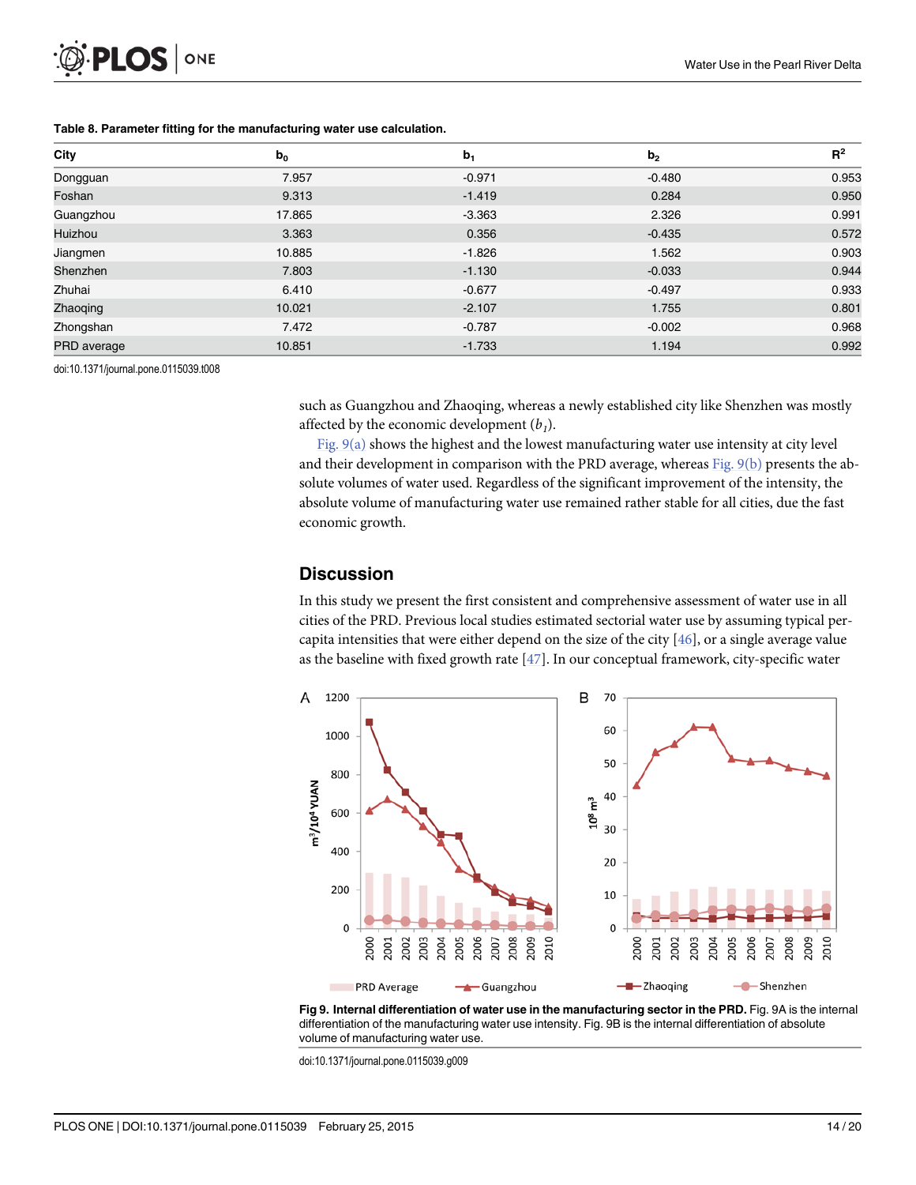**Table 8. Parameter fitting for the manufacturing water use calculation.**

| City | $b_0$ | $b_1$ | $b_2$ | $R^2$ |
|---|---|---|---|---|
| Dongguan | 7.957 | -0.971 | -0.480 | 0.953 |
| Foshan | 9.313 | -1.419 | 0.284 | 0.950 |
| Guangzhou | 17.865 | -3.363 | 2.326 | 0.991 |
| Huizhou | 3.363 | 0.356 | -0.435 | 0.572 |
| Jiangmen | 10.885 | -1.826 | 1.562 | 0.903 |
| Shenzhen | 7.803 | -1.130 | -0.033 | 0.944 |
| Zhuhai | 6.410 | -0.677 | -0.497 | 0.933 |
| Zhaoqing | 10.021 | -2.107 | 1.755 | 0.801 |
| Zhongshan | 7.472 | -0.787 | -0.002 | 0.968 |
| PRD average | 10.851 | -1.733 | 1.194 | 0.992 |

doi:10.1371/journal.pone.0115039.t008

such as Guangzhou and Zhaoqing, whereas a newly established city like Shenzhen was mostly affected by the economic development ($b_1$).

Fig. 9(a) shows the highest and the lowest manufacturing water use intensity at city level and their development in comparison with the PRD average, whereas Fig. 9(b) presents the absolute volumes of water used. Regardless of the significant improvement of the intensity, the absolute volume of manufacturing water use remained rather stable for all cities, due the fast economic growth.

## Discussion

In this study we present the first consistent and comprehensive assessment of water use in all cities of the PRD. Previous local studies estimated sectorial water use by assuming typical per-capita intensities that were either depend on the size of the city [46], or a single average value as the baseline with fixed growth rate [47]. In our conceptual framework, city-specific water

**Fig 9. Internal differentiation of water use in the manufacturing sector in the PRD.** Fig. 9A is the internal differentiation of the manufacturing water use intensity. Fig. 9B is the internal differentiation of absolute volume of manufacturing water use.

doi:10.1371/journal.pone.0115039.g009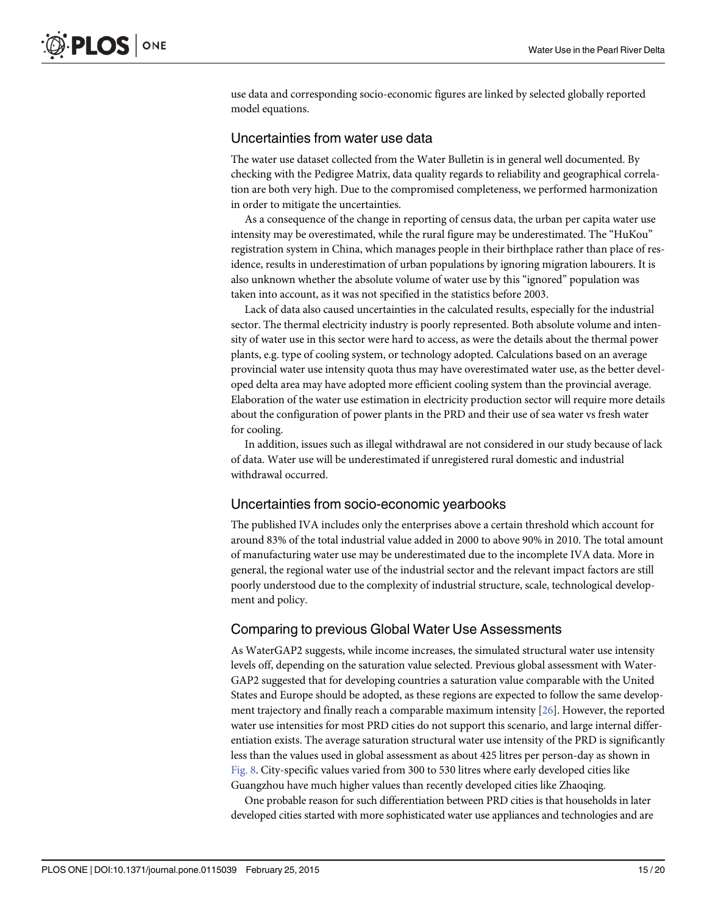use data and corresponding socio-economic figures are linked by selected globally reported model equations.

## Uncertainties from water use data

The water use dataset collected from the Water Bulletin is in general well documented. By checking with the Pedigree Matrix, data quality regards to reliability and geographical correlation are both very high. Due to the compromised completeness, we performed harmonization in order to mitigate the uncertainties.

As a consequence of the change in reporting of census data, the urban per capita water use intensity may be overestimated, while the rural figure may be underestimated. The "HuKou" registration system in China, which manages people in their birthplace rather than place of residence, results in underestimation of urban populations by ignoring migration labourers. It is also unknown whether the absolute volume of water use by this "ignored" population was taken into account, as it was not specified in the statistics before 2003.

Lack of data also caused uncertainties in the calculated results, especially for the industrial sector. The thermal electricity industry is poorly represented. Both absolute volume and intensity of water use in this sector were hard to access, as were the details about the thermal power plants, e.g. type of cooling system, or technology adopted. Calculations based on an average provincial water use intensity quota thus may have overestimated water use, as the better developed delta area may have adopted more efficient cooling system than the provincial average. Elaboration of the water use estimation in electricity production sector will require more details about the configuration of power plants in the PRD and their use of sea water vs fresh water for cooling.

In addition, issues such as illegal withdrawal are not considered in our study because of lack of data. Water use will be underestimated if unregistered rural domestic and industrial withdrawal occurred.

## Uncertainties from socio-economic yearbooks

The published IVA includes only the enterprises above a certain threshold which account for around 83% of the total industrial value added in 2000 to above 90% in 2010. The total amount of manufacturing water use may be underestimated due to the incomplete IVA data. More in general, the regional water use of the industrial sector and the relevant impact factors are still poorly understood due to the complexity of industrial structure, scale, technological development and policy.

## Comparing to previous Global Water Use Assessments

As WaterGAP2 suggests, while income increases, the simulated structural water use intensity levels off, depending on the saturation value selected. Previous global assessment with WaterGAP2 suggested that for developing countries a saturation value comparable with the United States and Europe should be adopted, as these regions are expected to follow the same development trajectory and finally reach a comparable maximum intensity [26]. However, the reported water use intensities for most PRD cities do not support this scenario, and large internal differentiation exists. The average saturation structural water use intensity of the PRD is significantly less than the values used in global assessment as about 425 litres per person-day as shown in Fig. 8. City-specific values varied from 300 to 530 litres where early developed cities like Guangzhou have much higher values than recently developed cities like Zhaoqing.

One probable reason for such differentiation between PRD cities is that households in later developed cities started with more sophisticated water use appliances and technologies and are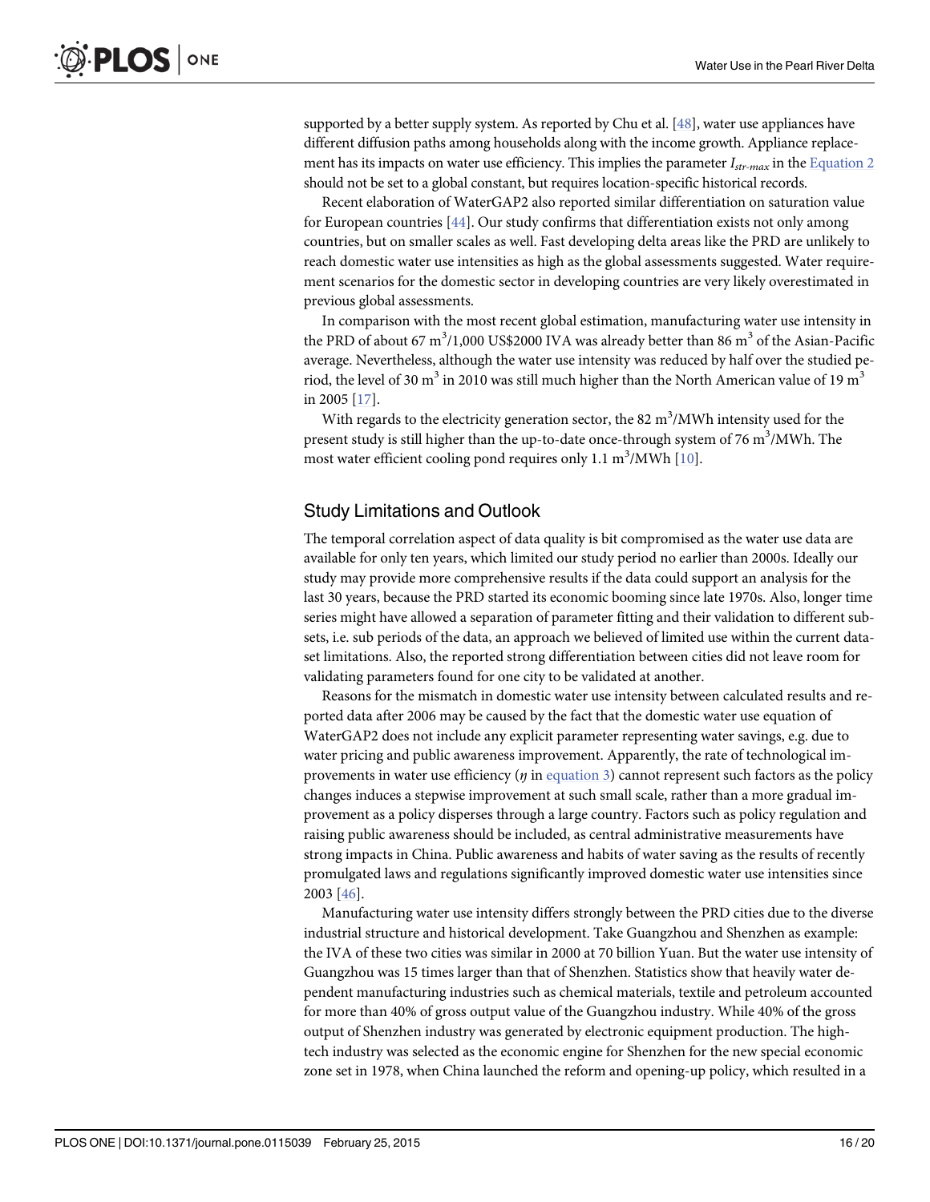supported by a better supply system. As reported by Chu et al. [48], water use appliances have different diffusion paths among households along with the income growth. Appliance replacement has its impacts on water use efficiency. This implies the parameter $I_{str\text{-}max}$ in the Equation 2 should not be set to a global constant, but requires location-specific historical records.

Recent elaboration of WaterGAP2 also reported similar differentiation on saturation value for European countries [44]. Our study confirms that differentiation exists not only among countries, but on smaller scales as well. Fast developing delta areas like the PRD are unlikely to reach domestic water use intensities as high as the global assessments suggested. Water requirement scenarios for the domestic sector in developing countries are very likely overestimated in previous global assessments.

In comparison with the most recent global estimation, manufacturing water use intensity in the PRD of about 67 $m^3$/1,000 US$2000 IVA was already better than 86 $m^3$ of the Asian-Pacific average. Nevertheless, although the water use intensity was reduced by half over the studied period, the level of 30 $m^3$ in 2010 was still much higher than the North American value of 19 $m^3$ in 2005 [17].

With regards to the electricity generation sector, the 82 $m^3$/MWh intensity used for the present study is still higher than the up-to-date once-through system of 76 $m^3$/MWh. The most water efficient cooling pond requires only 1.1 $m^3$/MWh [10].

## Study Limitations and Outlook

The temporal correlation aspect of data quality is bit compromised as the water use data are available for only ten years, which limited our study period no earlier than 2000s. Ideally our study may provide more comprehensive results if the data could support an analysis for the last 30 years, because the PRD started its economic booming since late 1970s. Also, longer time series might have allowed a separation of parameter fitting and their validation to different subsets, i.e. sub periods of the data, an approach we believed of limited use within the current dataset limitations. Also, the reported strong differentiation between cities did not leave room for validating parameters found for one city to be validated at another.

Reasons for the mismatch in domestic water use intensity between calculated results and reported data after 2006 may be caused by the fact that the domestic water use equation of WaterGAP2 does not include any explicit parameter representing water savings, e.g. due to water pricing and public awareness improvement. Apparently, the rate of technological improvements in water use efficiency ($\eta$ in equation 3) cannot represent such factors as the policy changes induces a stepwise improvement at such small scale, rather than a more gradual improvement as a policy disperses through a large country. Factors such as policy regulation and raising public awareness should be included, as central administrative measurements have strong impacts in China. Public awareness and habits of water saving as the results of recently promulgated laws and regulations significantly improved domestic water use intensities since 2003 [46].

Manufacturing water use intensity differs strongly between the PRD cities due to the diverse industrial structure and historical development. Take Guangzhou and Shenzhen as example: the IVA of these two cities was similar in 2000 at 70 billion Yuan. But the water use intensity of Guangzhou was 15 times larger than that of Shenzhen. Statistics show that heavily water dependent manufacturing industries such as chemical materials, textile and petroleum accounted for more than 40% of gross output value of the Guangzhou industry. While 40% of the gross output of Shenzhen industry was generated by electronic equipment production. The high-tech industry was selected as the economic engine for Shenzhen for the new special economic zone set in 1978, when China launched the reform and opening-up policy, which resulted in a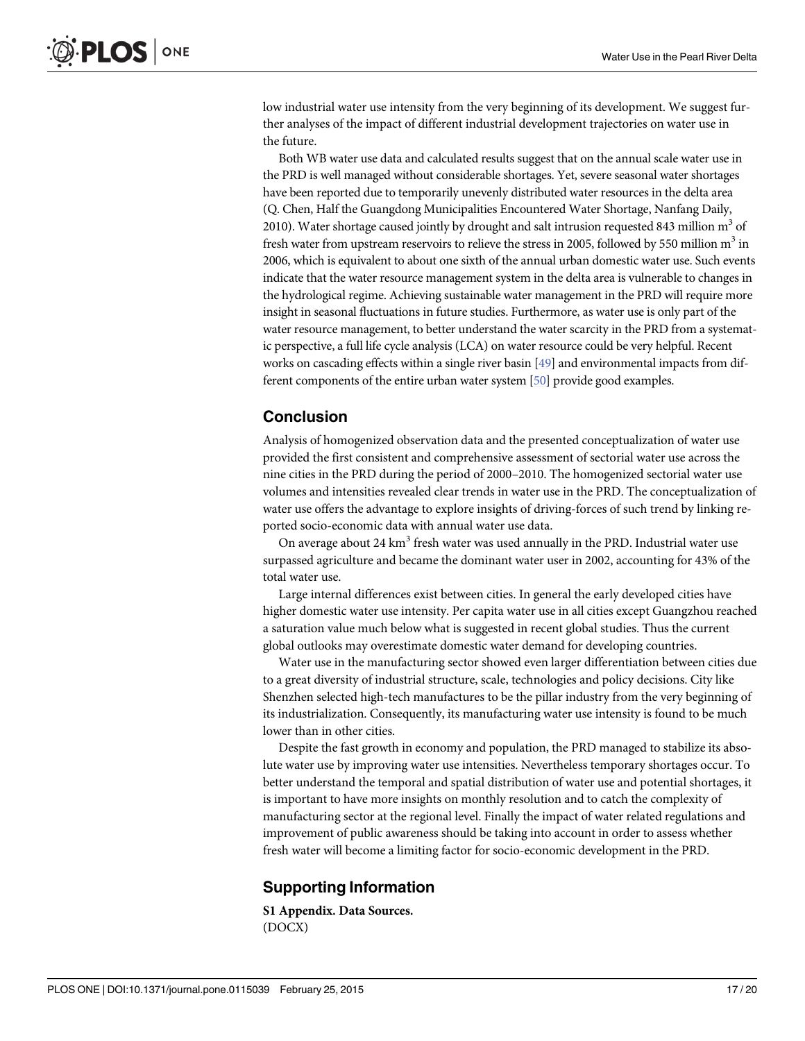low industrial water use intensity from the very beginning of its development. We suggest further analyses of the impact of different industrial development trajectories on water use in the future.

Both WB water use data and calculated results suggest that on the annual scale water use in the PRD is well managed without considerable shortages. Yet, severe seasonal water shortages have been reported due to temporarily unevenly distributed water resources in the delta area (Q. Chen, Half the Guangdong Municipalities Encountered Water Shortage, Nanfang Daily, 2010). Water shortage caused jointly by drought and salt intrusion requested 843 million $m^3$ of fresh water from upstream reservoirs to relieve the stress in 2005, followed by 550 million $m^3$ in 2006, which is equivalent to about one sixth of the annual urban domestic water use. Such events indicate that the water resource management system in the delta area is vulnerable to changes in the hydrological regime. Achieving sustainable water management in the PRD will require more insight in seasonal fluctuations in future studies. Furthermore, as water use is only part of the water resource management, to better understand the water scarcity in the PRD from a systematic perspective, a full life cycle analysis (LCA) on water resource could be very helpful. Recent works on cascading effects within a single river basin [49] and environmental impacts from different components of the entire urban water system [50] provide good examples.

## Conclusion

Analysis of homogenized observation data and the presented conceptualization of water use provided the first consistent and comprehensive assessment of sectorial water use across the nine cities in the PRD during the period of 2000–2010. The homogenized sectorial water use volumes and intensities revealed clear trends in water use in the PRD. The conceptualization of water use offers the advantage to explore insights of driving-forces of such trend by linking reported socio-economic data with annual water use data.

On average about 24 $km^3$ fresh water was used annually in the PRD. Industrial water use surpassed agriculture and became the dominant water user in 2002, accounting for 43% of the total water use.

Large internal differences exist between cities. In general the early developed cities have higher domestic water use intensity. Per capita water use in all cities except Guangzhou reached a saturation value much below what is suggested in recent global studies. Thus the current global outlooks may overestimate domestic water demand for developing countries.

Water use in the manufacturing sector showed even larger differentiation between cities due to a great diversity of industrial structure, scale, technologies and policy decisions. City like Shenzhen selected high-tech manufactures to be the pillar industry from the very beginning of its industrialization. Consequently, its manufacturing water use intensity is found to be much lower than in other cities.

Despite the fast growth in economy and population, the PRD managed to stabilize its absolute water use by improving water use intensities. Nevertheless temporary shortages occur. To better understand the temporal and spatial distribution of water use and potential shortages, it is important to have more insights on monthly resolution and to catch the complexity of manufacturing sector at the regional level. Finally the impact of water related regulations and improvement of public awareness should be taking into account in order to assess whether fresh water will become a limiting factor for socio-economic development in the PRD.

## Supporting Information

**S1 Appendix. Data Sources.**
(DOCX)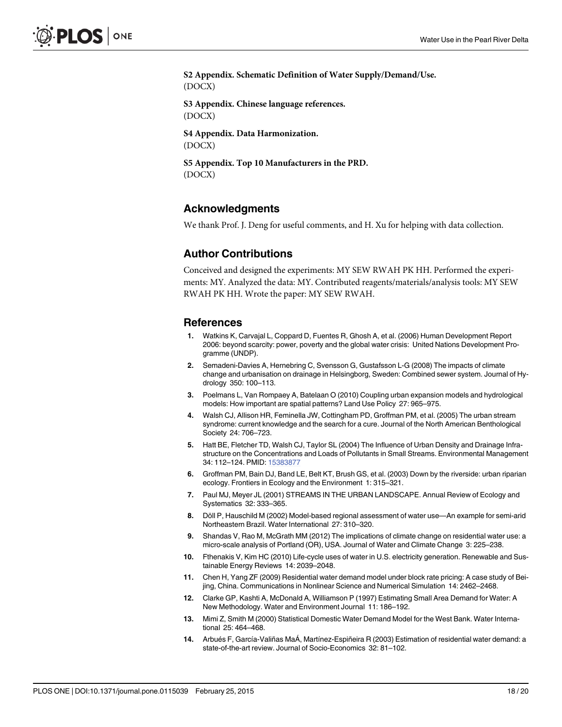**S2 Appendix. Schematic Definition of Water Supply/Demand/Use.**
(DOCX)

**S3 Appendix. Chinese language references.**
(DOCX)

**S4 Appendix. Data Harmonization.**
(DOCX)

**S5 Appendix. Top 10 Manufacturers in the PRD.**
(DOCX)

## Acknowledgments

We thank Prof. J. Deng for useful comments, and H. Xu for helping with data collection.

## Author Contributions

Conceived and designed the experiments: MY SEW RWAH PK HH. Performed the experiments: MY. Analyzed the data: MY. Contributed reagents/materials/analysis tools: MY SEW RWAH PK HH. Wrote the paper: MY SEW RWAH.

## References

1. Watkins K, Carvajal L, Coppard D, Fuentes R, Ghosh A, et al. (2006) Human Development Report 2006: beyond scarcity: power, poverty and the global water crisis: United Nations Development Programme (UNDP).
2. Semadeni-Davies A, Hernebring C, Svensson G, Gustafsson L-G (2008) The impacts of climate change and urbanisation on drainage in Helsingborg, Sweden: Combined sewer system. Journal of Hydrology 350: 100–113.
3. Poelmans L, Van Rompaey A, Batelaan O (2010) Coupling urban expansion models and hydrological models: How important are spatial patterns? Land Use Policy 27: 965–975.
4. Walsh CJ, Allison HR, Feminella JW, Cottingham PD, Groffman PM, et al. (2005) The urban stream syndrome: current knowledge and the search for a cure. Journal of the North American Benthological Society 24: 706–723.
5. Hatt BE, Fletcher TD, Walsh CJ, Taylor SL (2004) The Influence of Urban Density and Drainage Infrastructure on the Concentrations and Loads of Pollutants in Small Streams. Environmental Management 34: 112–124. PMID: 15383877
6. Groffman PM, Bain DJ, Band LE, Belt KT, Brush GS, et al. (2003) Down by the riverside: urban riparian ecology. Frontiers in Ecology and the Environment 1: 315–321.
7. Paul MJ, Meyer JL (2001) STREAMS IN THE URBAN LANDSCAPE. Annual Review of Ecology and Systematics 32: 333–365.
8. Döll P, Hauschild M (2002) Model-based regional assessment of water use—An example for semi-arid Northeastern Brazil. Water International 27: 310–320.
9. Shandas V, Rao M, McGrath MM (2012) The implications of climate change on residential water use: a micro-scale analysis of Portland (OR), USA. Journal of Water and Climate Change 3: 225–238.
10. Fthenakis V, Kim HC (2010) Life-cycle uses of water in U.S. electricity generation. Renewable and Sustainable Energy Reviews 14: 2039–2048.
11. Chen H, Yang ZF (2009) Residential water demand model under block rate pricing: A case study of Beijing, China. Communications in Nonlinear Science and Numerical Simulation 14: 2462–2468.
12. Clarke GP, Kashti A, McDonald A, Williamson P (1997) Estimating Small Area Demand for Water: A New Methodology. Water and Environment Journal 11: 186–192.
13. Mimi Z, Smith M (2000) Statistical Domestic Water Demand Model for the West Bank. Water International 25: 464–468.
14. Arbués F, García-Valiñas MaÁ, Martínez-Espiñeira R (2003) Estimation of residential water demand: a state-of-the-art review. Journal of Socio-Economics 32: 81–102.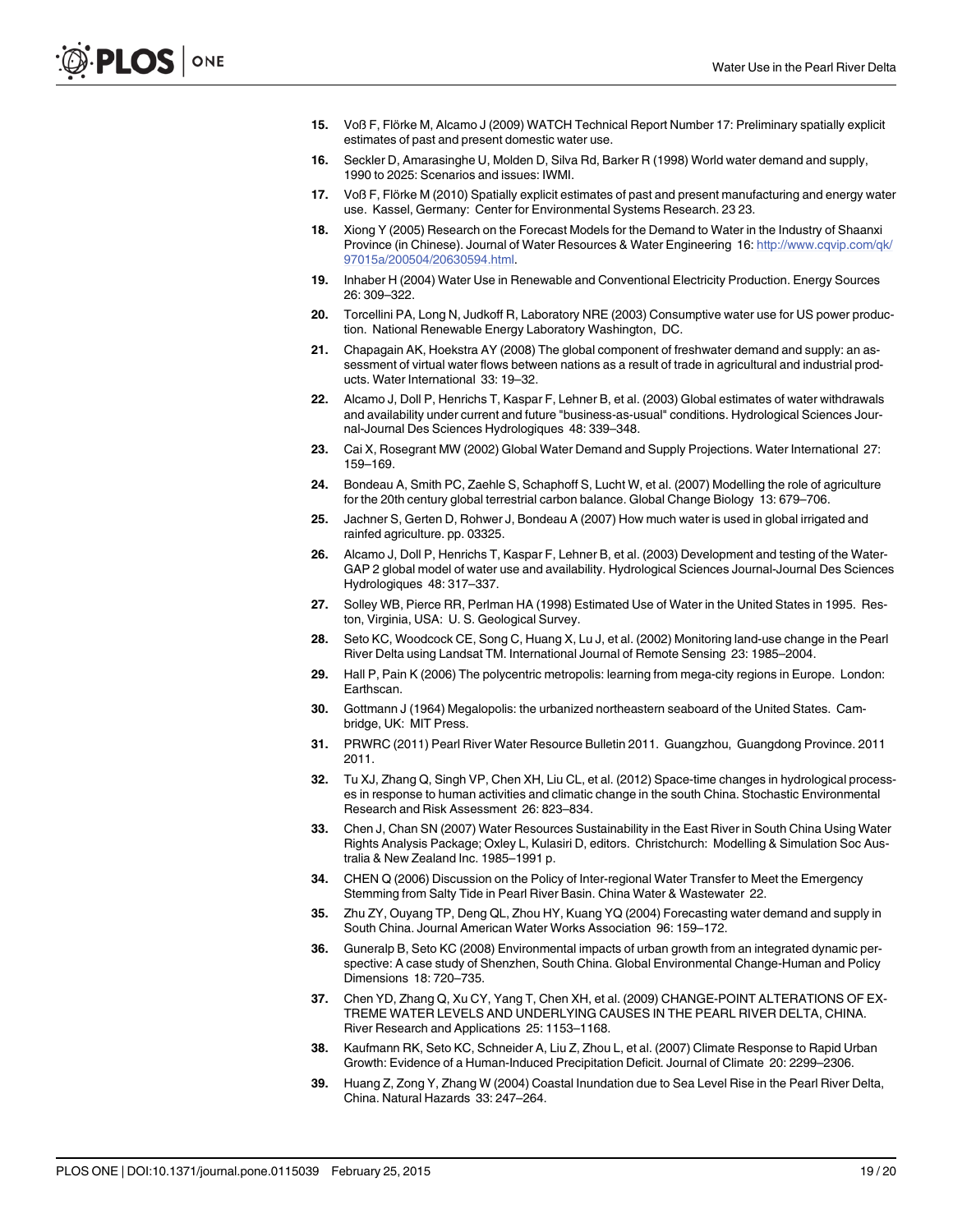15. Voß F, Flörke M, Alcamo J (2009) WATCH Technical Report Number 17: Preliminary spatially explicit estimates of past and present domestic water use.
16. Seckler D, Amarasinghe U, Molden D, Silva Rd, Barker R (1998) World water demand and supply, 1990 to 2025: Scenarios and issues: IWMI.
17. Voß F, Flörke M (2010) Spatially explicit estimates of past and present manufacturing and energy water use. Kassel, Germany: Center for Environmental Systems Research. 23 23.
18. Xiong Y (2005) Research on the Forecast Models for the Demand to Water in the Industry of Shaanxi Province (in Chinese). Journal of Water Resources & Water Engineering 16: http://www.cqvip.com/qk/97015a/200504/20630594.html.
19. Inhaber H (2004) Water Use in Renewable and Conventional Electricity Production. Energy Sources 26: 309–322.
20. Torcellini PA, Long N, Judkoff R, Laboratory NRE (2003) Consumptive water use for US power production. National Renewable Energy Laboratory Washington, DC.
21. Chapagain AK, Hoekstra AY (2008) The global component of freshwater demand and supply: an assessment of virtual water flows between nations as a result of trade in agricultural and industrial products. Water International 33: 19–32.
22. Alcamo J, Doll P, Henrichs T, Kaspar F, Lehner B, et al. (2003) Global estimates of water withdrawals and availability under current and future "business-as-usual" conditions. Hydrological Sciences Journal-Journal Des Sciences Hydrologiques 48: 339–348.
23. Cai X, Rosegrant MW (2002) Global Water Demand and Supply Projections. Water International 27: 159–169.
24. Bondeau A, Smith PC, Zaehle S, Schaphoff S, Lucht W, et al. (2007) Modelling the role of agriculture for the 20th century global terrestrial carbon balance. Global Change Biology 13: 679–706.
25. Jachner S, Gerten D, Rohwer J, Bondeau A (2007) How much water is used in global irrigated and rainfed agriculture. pp. 03325.
26. Alcamo J, Doll P, Henrichs T, Kaspar F, Lehner B, et al. (2003) Development and testing of the WaterGAP 2 global model of water use and availability. Hydrological Sciences Journal-Journal Des Sciences Hydrologiques 48: 317–337.
27. Solley WB, Pierce RR, Perlman HA (1998) Estimated Use of Water in the United States in 1995. Reston, Virginia, USA: U. S. Geological Survey.
28. Seto KC, Woodcock CE, Song C, Huang X, Lu J, et al. (2002) Monitoring land-use change in the Pearl River Delta using Landsat TM. International Journal of Remote Sensing 23: 1985–2004.
29. Hall P, Pain K (2006) The polycentric metropolis: learning from mega-city regions in Europe. London: Earthscan.
30. Gottmann J (1964) Megalopolis: the urbanized northeastern seaboard of the United States. Cambridge, UK: MIT Press.
31. PRWRC (2011) Pearl River Water Resource Bulletin 2011. Guangzhou, Guangdong Province. 2011 2011.
32. Tu XJ, Zhang Q, Singh VP, Chen XH, Liu CL, et al. (2012) Space-time changes in hydrological processes in response to human activities and climatic change in the south China. Stochastic Environmental Research and Risk Assessment 26: 823–834.
33. Chen J, Chan SN (2007) Water Resources Sustainability in the East River in South China Using Water Rights Analysis Package; Oxley L, Kulasiri D, editors. Christchurch: Modelling & Simulation Soc Australia & New Zealand Inc. 1985–1991 p.
34. CHEN Q (2006) Discussion on the Policy of Inter-regional Water Transfer to Meet the Emergency Stemming from Salty Tide in Pearl River Basin. China Water & Wastewater 22.
35. Zhu ZY, Ouyang TP, Deng QL, Zhou HY, Kuang YQ (2004) Forecasting water demand and supply in South China. Journal American Water Works Association 96: 159–172.
36. Guneralp B, Seto KC (2008) Environmental impacts of urban growth from an integrated dynamic perspective: A case study of Shenzhen, South China. Global Environmental Change-Human and Policy Dimensions 18: 720–735.
37. Chen YD, Zhang Q, Xu CY, Yang T, Chen XH, et al. (2009) CHANGE-POINT ALTERATIONS OF EXTREME WATER LEVELS AND UNDERLYING CAUSES IN THE PEARL RIVER DELTA, CHINA. River Research and Applications 25: 1153–1168.
38. Kaufmann RK, Seto KC, Schneider A, Liu Z, Zhou L, et al. (2007) Climate Response to Rapid Urban Growth: Evidence of a Human-Induced Precipitation Deficit. Journal of Climate 20: 2299–2306.
39. Huang Z, Zong Y, Zhang W (2004) Coastal Inundation due to Sea Level Rise in the Pearl River Delta, China. Natural Hazards 33: 247–264.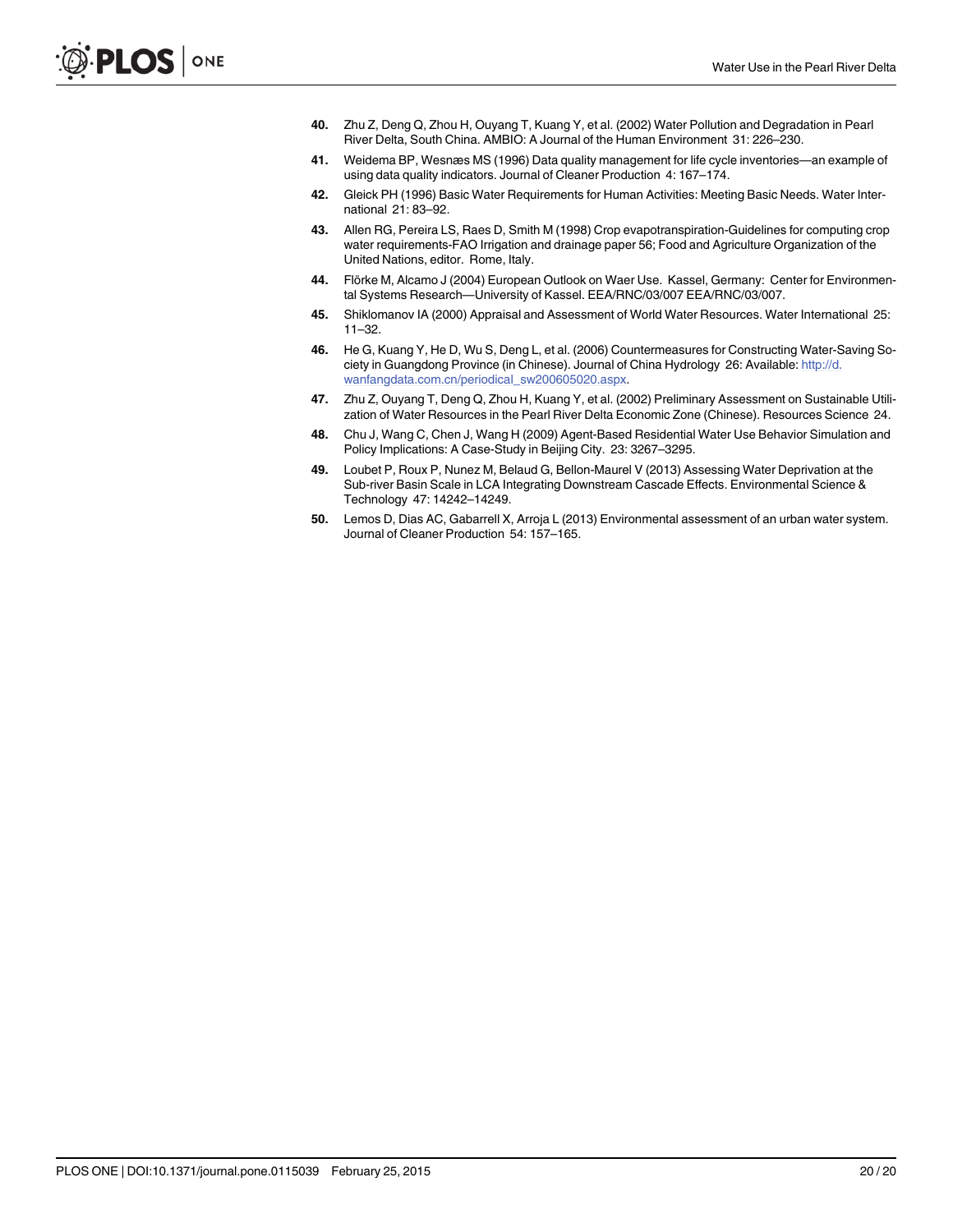40. Zhu Z, Deng Q, Zhou H, Ouyang T, Kuang Y, et al. (2002) Water Pollution and Degradation in Pearl River Delta, South China. AMBIO: A Journal of the Human Environment 31: 226–230.
41. Weidema BP, Wesnæs MS (1996) Data quality management for life cycle inventories—an example of using data quality indicators. Journal of Cleaner Production 4: 167–174.
42. Gleick PH (1996) Basic Water Requirements for Human Activities: Meeting Basic Needs. Water International 21: 83–92.
43. Allen RG, Pereira LS, Raes D, Smith M (1998) Crop evapotranspiration-Guidelines for computing crop water requirements-FAO Irrigation and drainage paper 56; Food and Agriculture Organization of the United Nations, editor. Rome, Italy.
44. Flörke M, Alcamo J (2004) European Outlook on Waer Use. Kassel, Germany: Center for Environmental Systems Research—University of Kassel. EEA/RNC/03/007 EEA/RNC/03/007.
45. Shiklomanov IA (2000) Appraisal and Assessment of World Water Resources. Water International 25: 11–32.
46. He G, Kuang Y, He D, Wu S, Deng L, et al. (2006) Countermeasures for Constructing Water-Saving Society in Guangdong Province (in Chinese). Journal of China Hydrology 26: Available: http://d.wanfangdata.com.cn/periodical_sw200605020.aspx.
47. Zhu Z, Ouyang T, Deng Q, Zhou H, Kuang Y, et al. (2002) Preliminary Assessment on Sustainable Utilization of Water Resources in the Pearl River Delta Economic Zone (Chinese). Resources Science 24.
48. Chu J, Wang C, Chen J, Wang H (2009) Agent-Based Residential Water Use Behavior Simulation and Policy Implications: A Case-Study in Beijing City. 23: 3267–3295.
49. Loubet P, Roux P, Nunez M, Belaud G, Bellon-Maurel V (2013) Assessing Water Deprivation at the Sub-river Basin Scale in LCA Integrating Downstream Cascade Effects. Environmental Science & Technology 47: 14242–14249.
50. Lemos D, Dias AC, Gabarrell X, Arroja L (2013) Environmental assessment of an urban water system. Journal of Cleaner Production 54: 157–165.